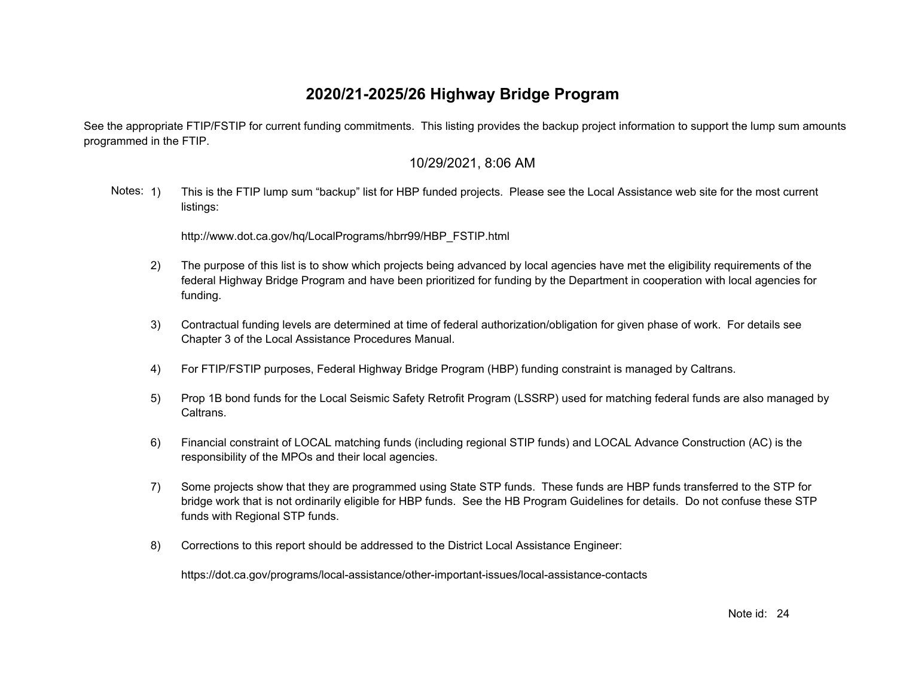# 2020/21-2025/26 Highway Bridge Program

See the appropriate FTIP/FSTIP for current funding commitments. This listing provides the backup project information to support the lump sum amounts programmed in the FTIP.

10/29/2021, 8:06 AM

Notes:

1) This is the FTIP lump sum "backup" list for HBP funded projects. Please see the Local Assistance web site for the most current listings:

   http://www.dot.ca.gov/hq/LocalPrograms/hbrr99/HBP_FSTIP.html

2) The purpose of this list is to show which projects being advanced by local agencies have met the eligibility requirements of the federal Highway Bridge Program and have been prioritized for funding by the Department in cooperation with local agencies for funding.

3) Contractual funding levels are determined at time of federal authorization/obligation for given phase of work. For details see Chapter 3 of the Local Assistance Procedures Manual.

4) For FTIP/FSTIP purposes, Federal Highway Bridge Program (HBP) funding constraint is managed by Caltrans.

5) Prop 1B bond funds for the Local Seismic Safety Retrofit Program (LSSRP) used for matching federal funds are also managed by Caltrans.

6) Financial constraint of LOCAL matching funds (including regional STIP funds) and LOCAL Advance Construction (AC) is the responsibility of the MPOs and their local agencies.

7) Some projects show that they are programmed using State STP funds. These funds are HBP funds transferred to the STP for bridge work that is not ordinarily eligible for HBP funds. See the HB Program Guidelines for details. Do not confuse these STP funds with Regional STP funds.

8) Corrections to this report should be addressed to the District Local Assistance Engineer:

   https://dot.ca.gov/programs/local-assistance/other-important-issues/local-assistance-contacts

Note id: 24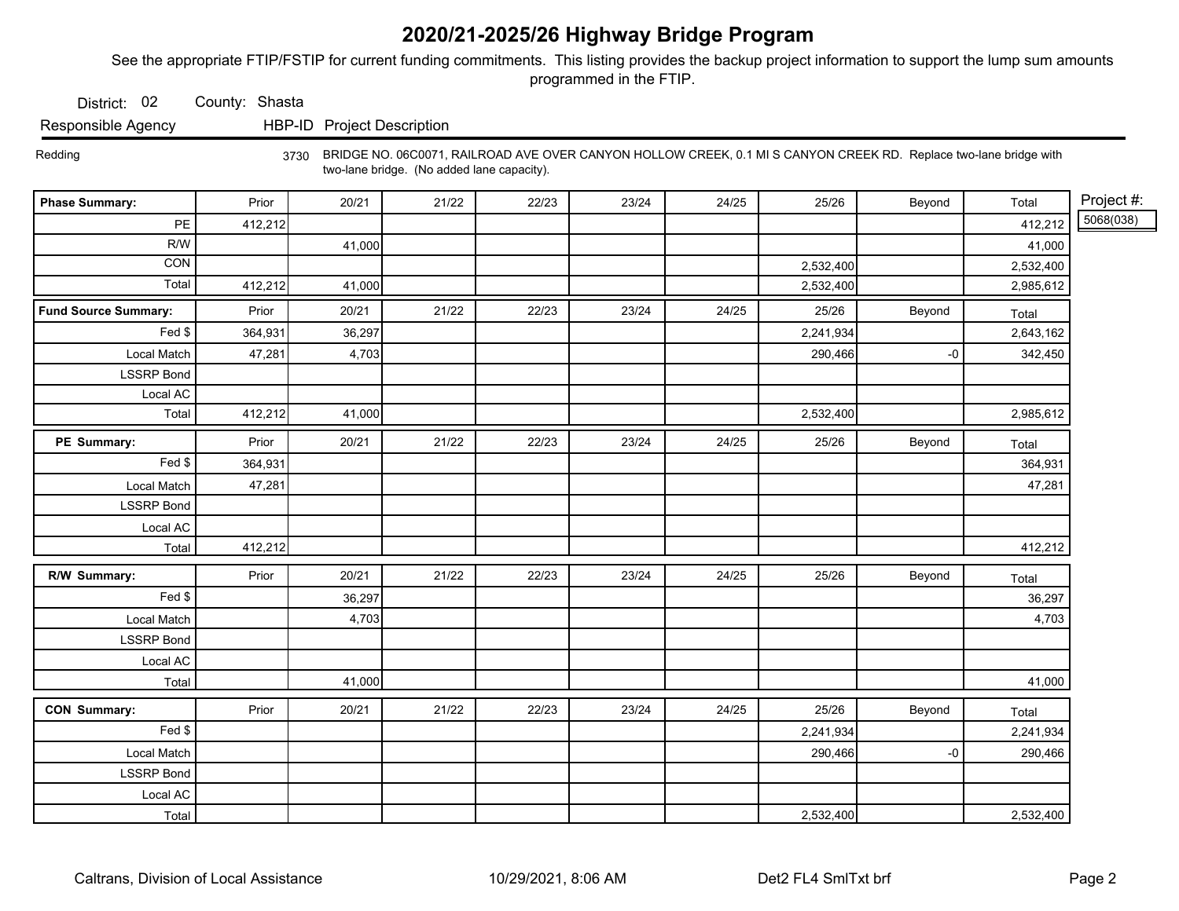# 2020/21-2025/26 Highway Bridge Program

See the appropriate FTIP/FSTIP for current funding commitments. This listing provides the backup project information to support the lump sum amounts programmed in the FTIP.

District: 02 County: Shasta

| Responsible Agency | HBP-ID | Project Description |
|---|---|---|
| Redding | 3730 | BRIDGE NO. 06C0071, RAILROAD AVE OVER CANYON HOLLOW CREEK, 0.1 MI S CANYON CREEK RD. Replace two-lane bridge with two-lane bridge. (No added lane capacity). |

Project #: 5068(038)

| Phase Summary: | Prior | 20/21 | 21/22 | 22/23 | 23/24 | 24/25 | 25/26 | Beyond | Total |
|---|---|---|---|---|---|---|---|---|---|
| PE | 412,212 | | | | | | | | 412,212 |
| R/W | | 41,000 | | | | | | | 41,000 |
| CON | | | | | | | 2,532,400 | | 2,532,400 |
| Total | 412,212 | 41,000 | | | | | 2,532,400 | | 2,985,612 |

| Fund Source Summary: | Prior | 20/21 | 21/22 | 22/23 | 23/24 | 24/25 | 25/26 | Beyond | Total |
|---|---|---|---|---|---|---|---|---|---|
| Fed $ | 364,931 | 36,297 | | | | | 2,241,934 | | 2,643,162 |
| Local Match | 47,281 | 4,703 | | | | | 290,466 | -0 | 342,450 |
| LSSRP Bond | | | | | | | | | |
| Local AC | | | | | | | | | |
| Total | 412,212 | 41,000 | | | | | 2,532,400 | | 2,985,612 |

| PE Summary: | Prior | 20/21 | 21/22 | 22/23 | 23/24 | 24/25 | 25/26 | Beyond | Total |
|---|---|---|---|---|---|---|---|---|---|
| Fed $ | 364,931 | | | | | | | | 364,931 |
| Local Match | 47,281 | | | | | | | | 47,281 |
| LSSRP Bond | | | | | | | | | |
| Local AC | | | | | | | | | |
| Total | 412,212 | | | | | | | | 412,212 |

| R/W Summary: | Prior | 20/21 | 21/22 | 22/23 | 23/24 | 24/25 | 25/26 | Beyond | Total |
|---|---|---|---|---|---|---|---|---|---|
| Fed $ | | 36,297 | | | | | | | 36,297 |
| Local Match | | 4,703 | | | | | | | 4,703 |
| LSSRP Bond | | | | | | | | | |
| Local AC | | | | | | | | | |
| Total | | 41,000 | | | | | | | 41,000 |

| CON Summary: | Prior | 20/21 | 21/22 | 22/23 | 23/24 | 24/25 | 25/26 | Beyond | Total |
|---|---|---|---|---|---|---|---|---|---|
| Fed $ | | | | | | | 2,241,934 | | 2,241,934 |
| Local Match | | | | | | | 290,466 | -0 | 290,466 |
| LSSRP Bond | | | | | | | | | |
| Local AC | | | | | | | | | |
| Total | | | | | | | 2,532,400 | | 2,532,400 |

Caltrans, Division of Local Assistance 10/29/2021, 8:06 AM Det2 FL4 SmlTxt brf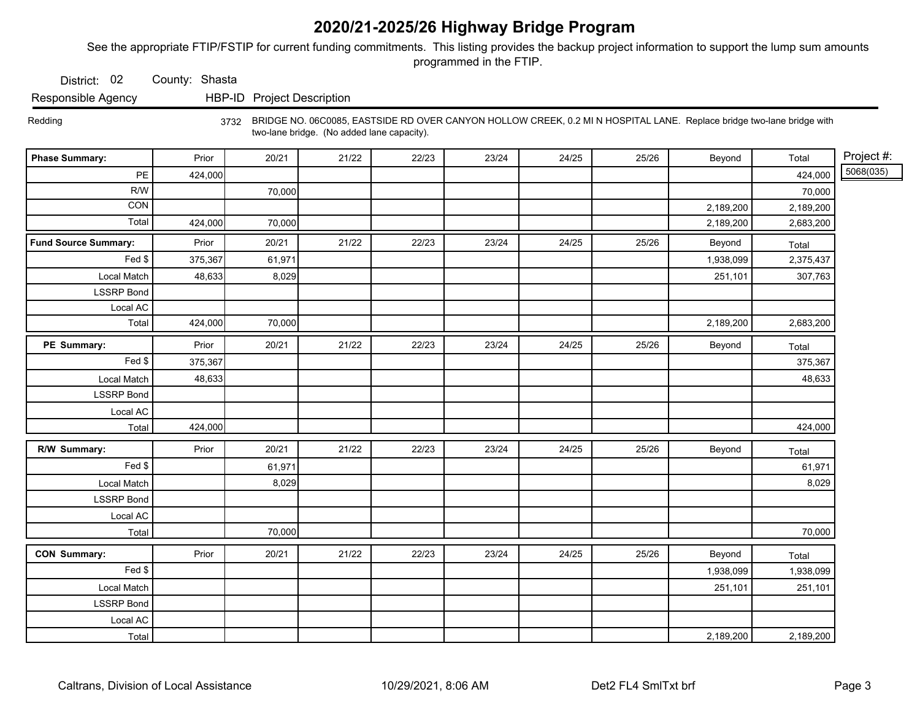# 2020/21-2025/26 Highway Bridge Program

See the appropriate FTIP/FSTIP for current funding commitments. This listing provides the backup project information to support the lump sum amounts programmed in the FTIP.

District: 02 County: Shasta

| Responsible Agency | HBP-ID | Project Description |
|---|---|---|
| Redding | 3732 | BRIDGE NO. 06C0085, EASTSIDE RD OVER CANYON HOLLOW CREEK, 0.2 MI N HOSPITAL LANE. Replace bridge two-lane bridge with two-lane bridge. (No added lane capacity). |

Project #: 5068(035)

| Phase Summary: | Prior | 20/21 | 21/22 | 22/23 | 23/24 | 24/25 | 25/26 | Beyond | Total |
|---|---|---|---|---|---|---|---|---|---|
| PE | 424,000 | | | | | | | | 424,000 |
| R/W | | 70,000 | | | | | | | 70,000 |
| CON | | | | | | | | 2,189,200 | 2,189,200 |
| Total | 424,000 | 70,000 | | | | | | 2,189,200 | 2,683,200 |

| Fund Source Summary: | Prior | 20/21 | 21/22 | 22/23 | 23/24 | 24/25 | 25/26 | Beyond | Total |
|---|---|---|---|---|---|---|---|---|---|
| Fed $ | 375,367 | 61,971 | | | | | | 1,938,099 | 2,375,437 |
| Local Match | 48,633 | 8,029 | | | | | | 251,101 | 307,763 |
| LSSRP Bond | | | | | | | | | |
| Local AC | | | | | | | | | |
| Total | 424,000 | 70,000 | | | | | | 2,189,200 | 2,683,200 |

| PE Summary: | Prior | 20/21 | 21/22 | 22/23 | 23/24 | 24/25 | 25/26 | Beyond | Total |
|---|---|---|---|---|---|---|---|---|---|
| Fed $ | 375,367 | | | | | | | | 375,367 |
| Local Match | 48,633 | | | | | | | | 48,633 |
| LSSRP Bond | | | | | | | | | |
| Local AC | | | | | | | | | |
| Total | 424,000 | | | | | | | | 424,000 |

| R/W Summary: | Prior | 20/21 | 21/22 | 22/23 | 23/24 | 24/25 | 25/26 | Beyond | Total |
|---|---|---|---|---|---|---|---|---|---|
| Fed $ | | 61,971 | | | | | | | 61,971 |
| Local Match | | 8,029 | | | | | | | 8,029 |
| LSSRP Bond | | | | | | | | | |
| Local AC | | | | | | | | | |
| Total | | 70,000 | | | | | | | 70,000 |

| CON Summary: | Prior | 20/21 | 21/22 | 22/23 | 23/24 | 24/25 | 25/26 | Beyond | Total |
|---|---|---|---|---|---|---|---|---|---|
| Fed $ | | | | | | | | 1,938,099 | 1,938,099 |
| Local Match | | | | | | | | 251,101 | 251,101 |
| LSSRP Bond | | | | | | | | | |
| Local AC | | | | | | | | | |
| Total | | | | | | | | 2,189,200 | 2,189,200 |

Caltrans, Division of Local Assistance 10/29/2021, 8:06 AM Det2 FL4 SmlTxt brf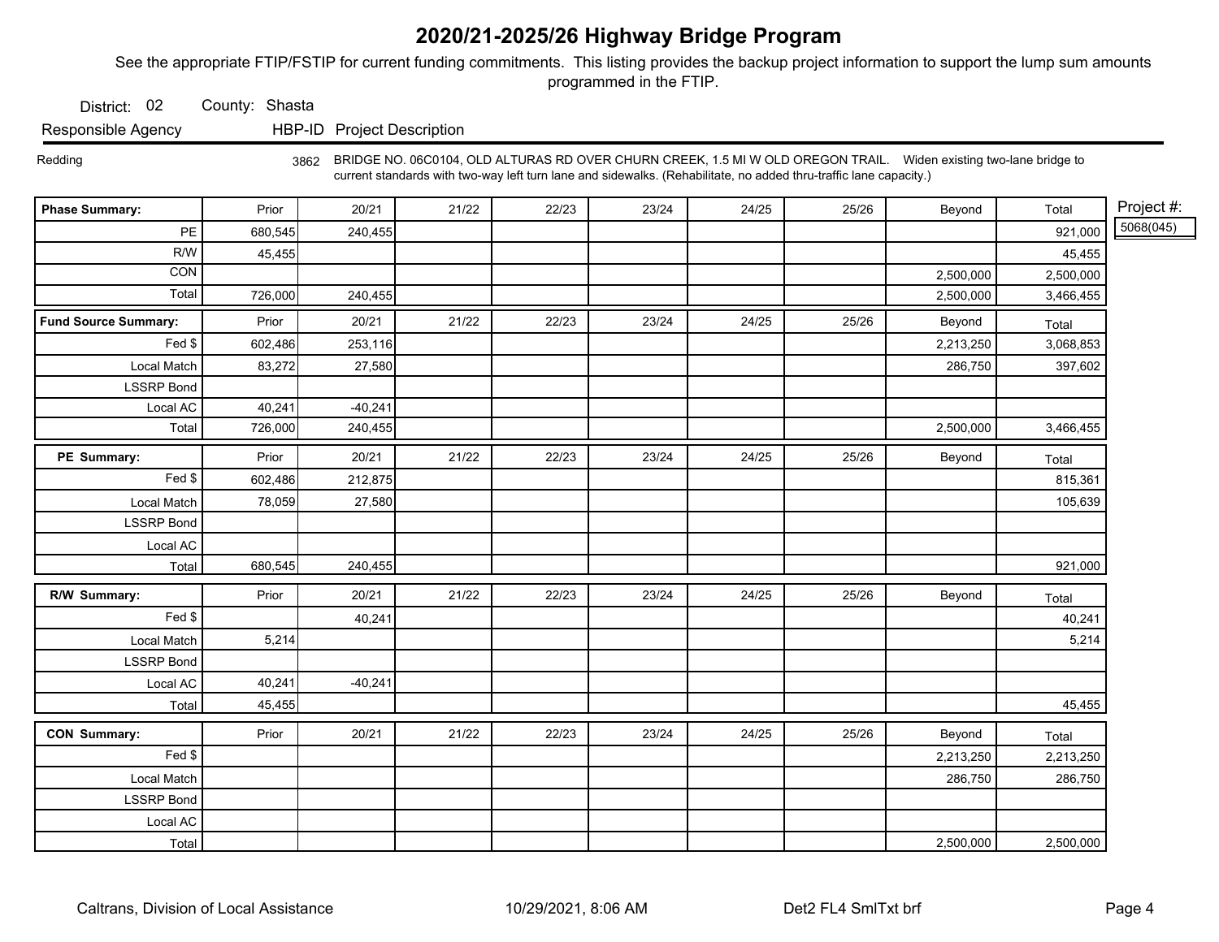# 2020/21-2025/26 Highway Bridge Program

See the appropriate FTIP/FSTIP for current funding commitments. This listing provides the backup project information to support the lump sum amounts programmed in the FTIP.

District: 02 County: Shasta

| Responsible Agency | HBP-ID | Project Description |
|---|---|---|
| Redding | 3862 | BRIDGE NO. 06C0104, OLD ALTURAS RD OVER CHURN CREEK, 1.5 MI W OLD OREGON TRAIL. Widen existing two-lane bridge to current standards with two-way left turn lane and sidewalks. (Rehabilitate, no added thru-traffic lane capacity.) |

Project #: 5068(045)

| Phase Summary: | Prior | 20/21 | 21/22 | 22/23 | 23/24 | 24/25 | 25/26 | Beyond | Total |
|---|---|---|---|---|---|---|---|---|---|
| PE | 680,545 | 240,455 | | | | | | | 921,000 |
| R/W | 45,455 | | | | | | | | 45,455 |
| CON | | | | | | | | 2,500,000 | 2,500,000 |
| Total | 726,000 | 240,455 | | | | | | 2,500,000 | 3,466,455 |

| Fund Source Summary: | Prior | 20/21 | 21/22 | 22/23 | 23/24 | 24/25 | 25/26 | Beyond | Total |
|---|---|---|---|---|---|---|---|---|---|
| Fed $ | 602,486 | 253,116 | | | | | | 2,213,250 | 3,068,853 |
| Local Match | 83,272 | 27,580 | | | | | | 286,750 | 397,602 |
| LSSRP Bond | | | | | | | | | |
| Local AC | 40,241 | -40,241 | | | | | | | |
| Total | 726,000 | 240,455 | | | | | | 2,500,000 | 3,466,455 |

| PE Summary: | Prior | 20/21 | 21/22 | 22/23 | 23/24 | 24/25 | 25/26 | Beyond | Total |
|---|---|---|---|---|---|---|---|---|---|
| Fed $ | 602,486 | 212,875 | | | | | | | 815,361 |
| Local Match | 78,059 | 27,580 | | | | | | | 105,639 |
| LSSRP Bond | | | | | | | | | |
| Local AC | | | | | | | | | |
| Total | 680,545 | 240,455 | | | | | | | 921,000 |

| R/W Summary: | Prior | 20/21 | 21/22 | 22/23 | 23/24 | 24/25 | 25/26 | Beyond | Total |
|---|---|---|---|---|---|---|---|---|---|
| Fed $ | | 40,241 | | | | | | | 40,241 |
| Local Match | 5,214 | | | | | | | | 5,214 |
| LSSRP Bond | | | | | | | | | |
| Local AC | 40,241 | -40,241 | | | | | | | |
| Total | 45,455 | | | | | | | | 45,455 |

| CON Summary: | Prior | 20/21 | 21/22 | 22/23 | 23/24 | 24/25 | 25/26 | Beyond | Total |
|---|---|---|---|---|---|---|---|---|---|
| Fed $ | | | | | | | | 2,213,250 | 2,213,250 |
| Local Match | | | | | | | | 286,750 | 286,750 |
| LSSRP Bond | | | | | | | | | |
| Local AC | | | | | | | | | |
| Total | | | | | | | | 2,500,000 | 2,500,000 |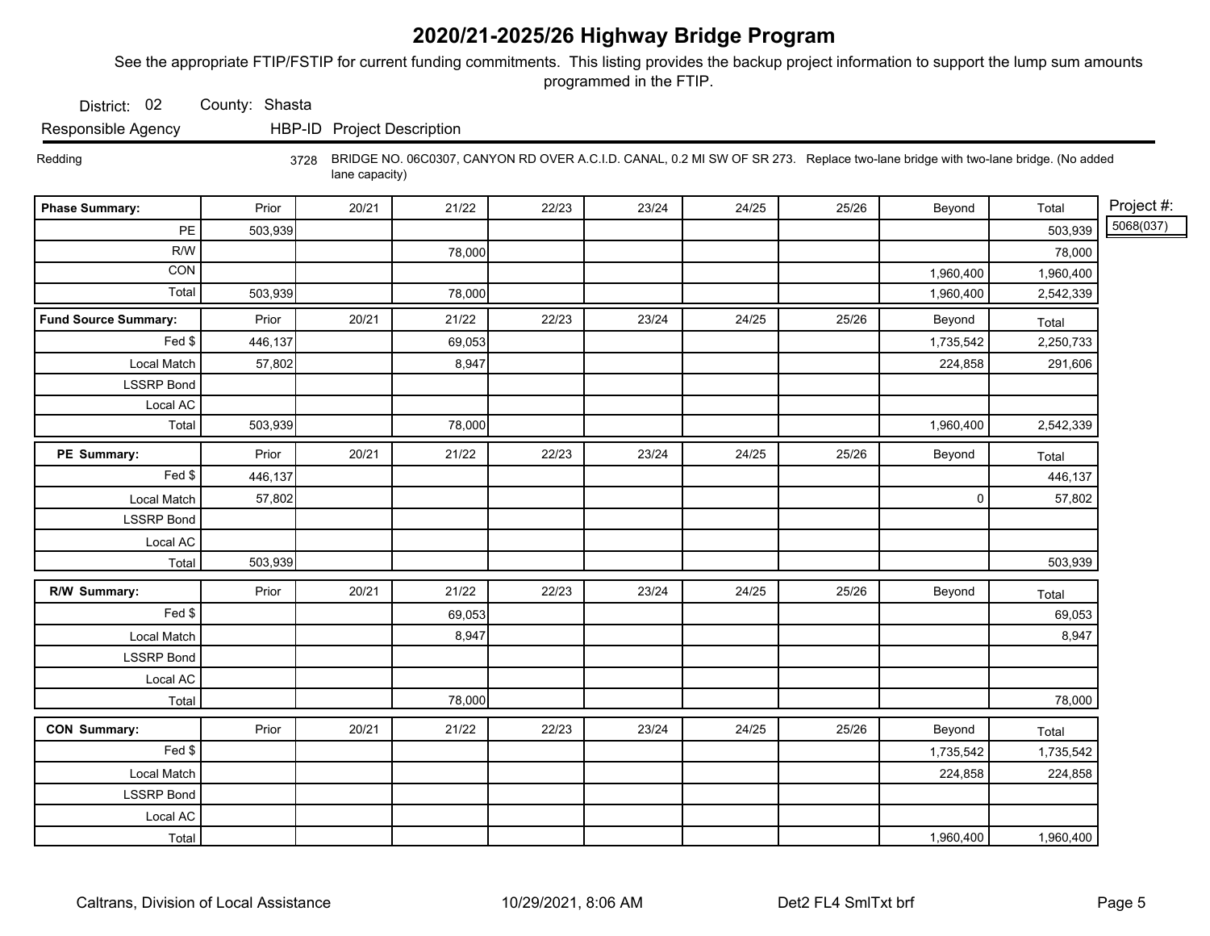# 2020/21-2025/26 Highway Bridge Program

See the appropriate FTIP/FSTIP for current funding commitments. This listing provides the backup project information to support the lump sum amounts programmed in the FTIP.

District: 02 County: Shasta

| Responsible Agency | HBP-ID | Project Description |
|---|---|---|
| Redding | 3728 | BRIDGE NO. 06C0307, CANYON RD OVER A.C.I.D. CANAL, 0.2 MI SW OF SR 273. Replace two-lane bridge with two-lane bridge. (No added lane capacity) |

Project #: 5068(037)

| Phase Summary: | Prior | 20/21 | 21/22 | 22/23 | 23/24 | 24/25 | 25/26 | Beyond | Total |
|---|---|---|---|---|---|---|---|---|---|
| PE | 503,939 | | | | | | | | 503,939 |
| R/W | | | 78,000 | | | | | | 78,000 |
| CON | | | | | | | | 1,960,400 | 1,960,400 |
| Total | 503,939 | | 78,000 | | | | | 1,960,400 | 2,542,339 |

| Fund Source Summary: | Prior | 20/21 | 21/22 | 22/23 | 23/24 | 24/25 | 25/26 | Beyond | Total |
|---|---|---|---|---|---|---|---|---|---|
| Fed $ | 446,137 | | 69,053 | | | | | 1,735,542 | 2,250,733 |
| Local Match | 57,802 | | 8,947 | | | | | 224,858 | 291,606 |
| LSSRP Bond | | | | | | | | | |
| Local AC | | | | | | | | | |
| Total | 503,939 | | 78,000 | | | | | 1,960,400 | 2,542,339 |

| PE Summary: | Prior | 20/21 | 21/22 | 22/23 | 23/24 | 24/25 | 25/26 | Beyond | Total |
|---|---|---|---|---|---|---|---|---|---|
| Fed $ | 446,137 | | | | | | | | 446,137 |
| Local Match | 57,802 | | | | | | | 0 | 57,802 |
| LSSRP Bond | | | | | | | | | |
| Local AC | | | | | | | | | |
| Total | 503,939 | | | | | | | | 503,939 |

| R/W Summary: | Prior | 20/21 | 21/22 | 22/23 | 23/24 | 24/25 | 25/26 | Beyond | Total |
|---|---|---|---|---|---|---|---|---|---|
| Fed $ | | | 69,053 | | | | | | 69,053 |
| Local Match | | | 8,947 | | | | | | 8,947 |
| LSSRP Bond | | | | | | | | | |
| Local AC | | | | | | | | | |
| Total | | | 78,000 | | | | | | 78,000 |

| CON Summary: | Prior | 20/21 | 21/22 | 22/23 | 23/24 | 24/25 | 25/26 | Beyond | Total |
|---|---|---|---|---|---|---|---|---|---|
| Fed $ | | | | | | | | 1,735,542 | 1,735,542 |
| Local Match | | | | | | | | 224,858 | 224,858 |
| LSSRP Bond | | | | | | | | | |
| Local AC | | | | | | | | | |
| Total | | | | | | | | 1,960,400 | 1,960,400 |

Caltrans, Division of Local Assistance 10/29/2021, 8:06 AM Det2 FL4 SmlTxt brf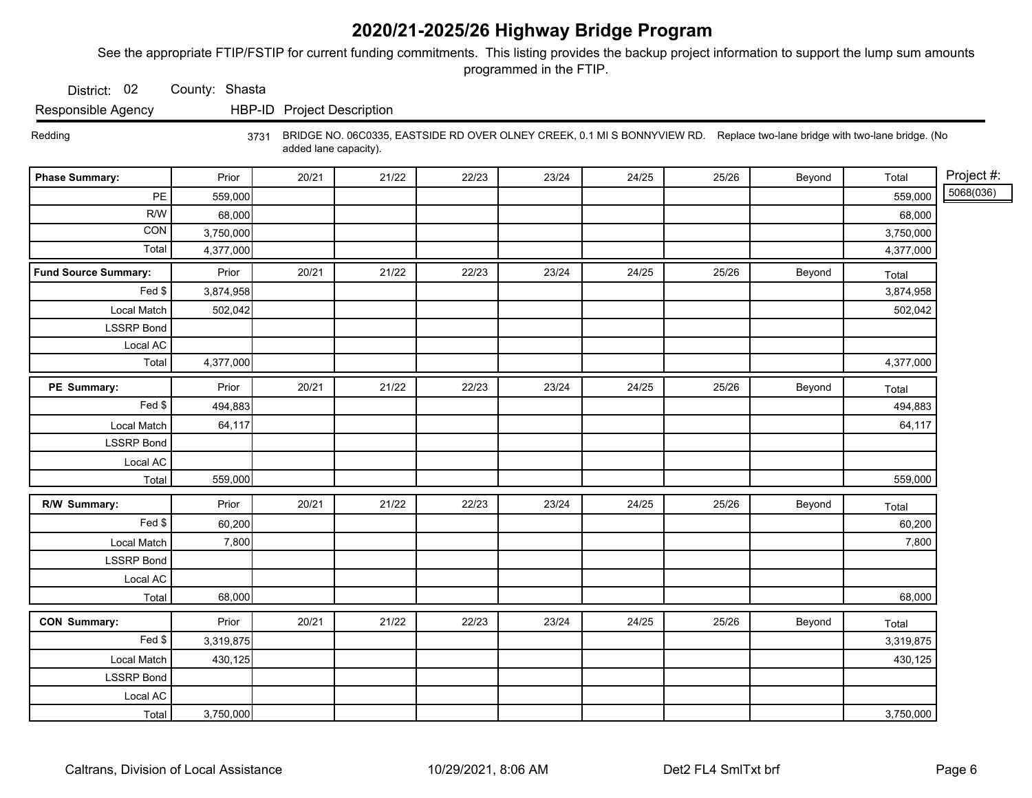# 2020/21-2025/26 Highway Bridge Program

See the appropriate FTIP/FSTIP for current funding commitments. This listing provides the backup project information to support the lump sum amounts programmed in the FTIP.

District: 02 County: Shasta

| Responsible Agency | HBP-ID | Project Description |
|---|---|---|
| Redding | 3731 | BRIDGE NO. 06C0335, EASTSIDE RD OVER OLNEY CREEK, 0.1 MI S BONNYVIEW RD. Replace two-lane bridge with two-lane bridge. (No added lane capacity). |

Project #: 5068(036)

| Phase Summary: | Prior | 20/21 | 21/22 | 22/23 | 23/24 | 24/25 | 25/26 | Beyond | Total |
|---|---|---|---|---|---|---|---|---|---|
| PE | 559,000 | | | | | | | | 559,000 |
| R/W | 68,000 | | | | | | | | 68,000 |
| CON | 3,750,000 | | | | | | | | 3,750,000 |
| Total | 4,377,000 | | | | | | | | 4,377,000 |

| Fund Source Summary: | Prior | 20/21 | 21/22 | 22/23 | 23/24 | 24/25 | 25/26 | Beyond | Total |
|---|---|---|---|---|---|---|---|---|---|
| Fed $ | 3,874,958 | | | | | | | | 3,874,958 |
| Local Match | 502,042 | | | | | | | | 502,042 |
| LSSRP Bond | | | | | | | | | |
| Local AC | | | | | | | | | |
| Total | 4,377,000 | | | | | | | | 4,377,000 |

| PE Summary: | Prior | 20/21 | 21/22 | 22/23 | 23/24 | 24/25 | 25/26 | Beyond | Total |
|---|---|---|---|---|---|---|---|---|---|
| Fed $ | 494,883 | | | | | | | | 494,883 |
| Local Match | 64,117 | | | | | | | | 64,117 |
| LSSRP Bond | | | | | | | | | |
| Local AC | | | | | | | | | |
| Total | 559,000 | | | | | | | | 559,000 |

| R/W Summary: | Prior | 20/21 | 21/22 | 22/23 | 23/24 | 24/25 | 25/26 | Beyond | Total |
|---|---|---|---|---|---|---|---|---|---|
| Fed $ | 60,200 | | | | | | | | 60,200 |
| Local Match | 7,800 | | | | | | | | 7,800 |
| LSSRP Bond | | | | | | | | | |
| Local AC | | | | | | | | | |
| Total | 68,000 | | | | | | | | 68,000 |

| CON Summary: | Prior | 20/21 | 21/22 | 22/23 | 23/24 | 24/25 | 25/26 | Beyond | Total |
|---|---|---|---|---|---|---|---|---|---|
| Fed $ | 3,319,875 | | | | | | | | 3,319,875 |
| Local Match | 430,125 | | | | | | | | 430,125 |
| LSSRP Bond | | | | | | | | | |
| Local AC | | | | | | | | | |
| Total | 3,750,000 | | | | | | | | 3,750,000 |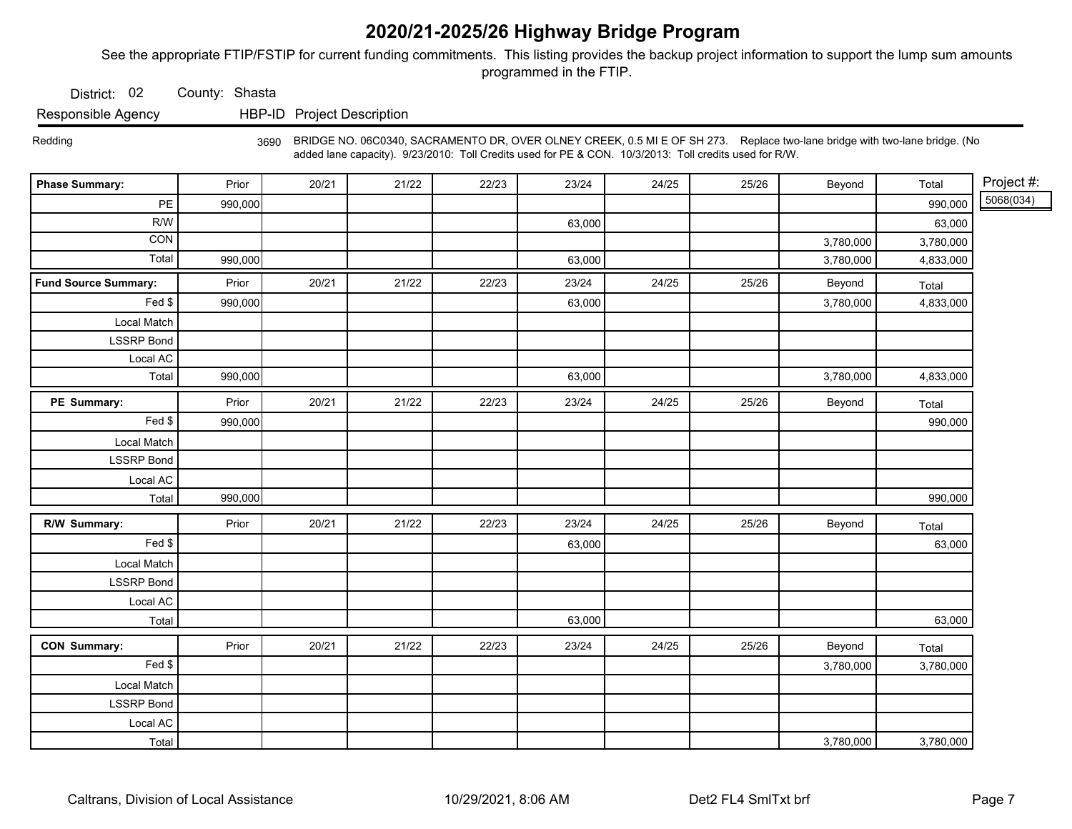# 2020/21-2025/26 Highway Bridge Program

See the appropriate FTIP/FSTIP for current funding commitments. This listing provides the backup project information to support the lump sum amounts programmed in the FTIP.

District: 02 County: Shasta

| Responsible Agency | HBP-ID | Project Description |
|---|---|---|
| Redding | 3690 | BRIDGE NO. 06C0340, SACRAMENTO DR, OVER OLNEY CREEK, 0.5 MI E OF SH 273. Replace two-lane bridge with two-lane bridge. (No added lane capacity). 9/23/2010: Toll Credits used for PE & CON. 10/3/2013: Toll credits used for R/W. |

Project #: 5068(034)

| Phase Summary: | Prior | 20/21 | 21/22 | 22/23 | 23/24 | 24/25 | 25/26 | Beyond | Total |
|---|---|---|---|---|---|---|---|---|---|
| PE | 990,000 | | | | | | | | 990,000 |
| R/W | | | | | 63,000 | | | | 63,000 |
| CON | | | | | | | | 3,780,000 | 3,780,000 |
| Total | 990,000 | | | | 63,000 | | | 3,780,000 | 4,833,000 |

| Fund Source Summary: | Prior | 20/21 | 21/22 | 22/23 | 23/24 | 24/25 | 25/26 | Beyond | Total |
|---|---|---|---|---|---|---|---|---|---|
| Fed $ | 990,000 | | | | 63,000 | | | 3,780,000 | 4,833,000 |
| Local Match | | | | | | | | | |
| LSSRP Bond | | | | | | | | | |
| Local AC | | | | | | | | | |
| Total | 990,000 | | | | 63,000 | | | 3,780,000 | 4,833,000 |

| PE Summary: | Prior | 20/21 | 21/22 | 22/23 | 23/24 | 24/25 | 25/26 | Beyond | Total |
|---|---|---|---|---|---|---|---|---|---|
| Fed $ | 990,000 | | | | | | | | 990,000 |
| Local Match | | | | | | | | | |
| LSSRP Bond | | | | | | | | | |
| Local AC | | | | | | | | | |
| Total | 990,000 | | | | | | | | 990,000 |

| R/W Summary: | Prior | 20/21 | 21/22 | 22/23 | 23/24 | 24/25 | 25/26 | Beyond | Total |
|---|---|---|---|---|---|---|---|---|---|
| Fed $ | | | | | 63,000 | | | | 63,000 |
| Local Match | | | | | | | | | |
| LSSRP Bond | | | | | | | | | |
| Local AC | | | | | | | | | |
| Total | | | | | 63,000 | | | | 63,000 |

| CON Summary: | Prior | 20/21 | 21/22 | 22/23 | 23/24 | 24/25 | 25/26 | Beyond | Total |
|---|---|---|---|---|---|---|---|---|---|
| Fed $ | | | | | | | | 3,780,000 | 3,780,000 |
| Local Match | | | | | | | | | |
| LSSRP Bond | | | | | | | | | |
| Local AC | | | | | | | | | |
| Total | | | | | | | | 3,780,000 | 3,780,000 |

Caltrans, Division of Local Assistance 10/29/2021, 8:06 AM Det2 FL4 SmlTxt brf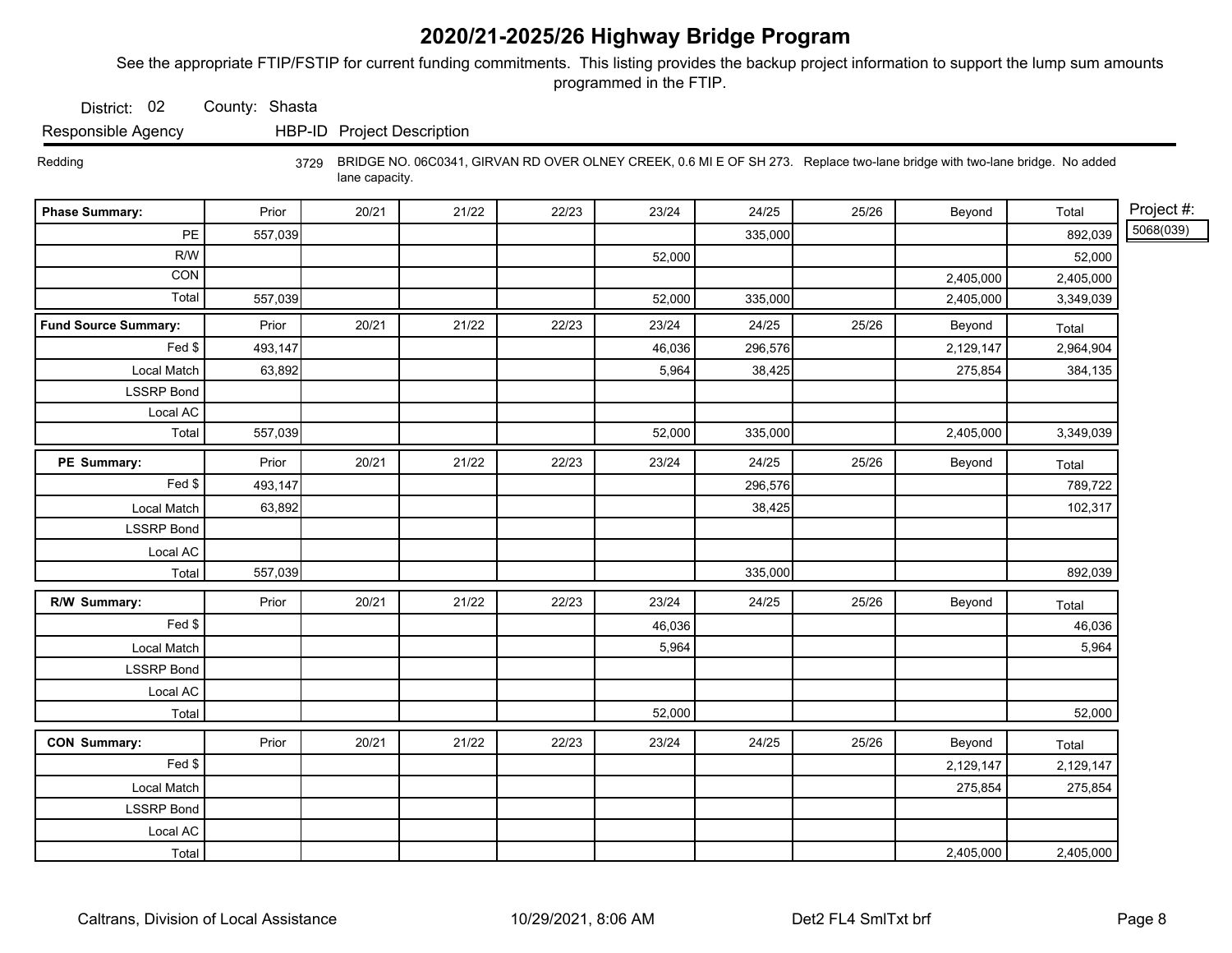# 2020/21-2025/26 Highway Bridge Program

See the appropriate FTIP/FSTIP for current funding commitments. This listing provides the backup project information to support the lump sum amounts programmed in the FTIP.

District: 02 County: Shasta

| Responsible Agency | HBP-ID | Project Description |
|---|---|---|
| Redding | 3729 | BRIDGE NO. 06C0341, GIRVAN RD OVER OLNEY CREEK, 0.6 MI E OF SH 273. Replace two-lane bridge with two-lane bridge. No added lane capacity. |

Project #: 5068(039)

| Phase Summary: | Prior | 20/21 | 21/22 | 22/23 | 23/24 | 24/25 | 25/26 | Beyond | Total |
|---|---|---|---|---|---|---|---|---|---|
| PE | 557,039 | | | | | 335,000 | | | 892,039 |
| R/W | | | | | 52,000 | | | | 52,000 |
| CON | | | | | | | | 2,405,000 | 2,405,000 |
| Total | 557,039 | | | | 52,000 | 335,000 | | 2,405,000 | 3,349,039 |

| Fund Source Summary: | Prior | 20/21 | 21/22 | 22/23 | 23/24 | 24/25 | 25/26 | Beyond | Total |
|---|---|---|---|---|---|---|---|---|---|
| Fed $ | 493,147 | | | | 46,036 | 296,576 | | 2,129,147 | 2,964,904 |
| Local Match | 63,892 | | | | 5,964 | 38,425 | | 275,854 | 384,135 |
| LSSRP Bond | | | | | | | | | |
| Local AC | | | | | | | | | |
| Total | 557,039 | | | | 52,000 | 335,000 | | 2,405,000 | 3,349,039 |

| PE Summary: | Prior | 20/21 | 21/22 | 22/23 | 23/24 | 24/25 | 25/26 | Beyond | Total |
|---|---|---|---|---|---|---|---|---|---|
| Fed $ | 493,147 | | | | | 296,576 | | | 789,722 |
| Local Match | 63,892 | | | | | 38,425 | | | 102,317 |
| LSSRP Bond | | | | | | | | | |
| Local AC | | | | | | | | | |
| Total | 557,039 | | | | | 335,000 | | | 892,039 |

| R/W Summary: | Prior | 20/21 | 21/22 | 22/23 | 23/24 | 24/25 | 25/26 | Beyond | Total |
|---|---|---|---|---|---|---|---|---|---|
| Fed $ | | | | | 46,036 | | | | 46,036 |
| Local Match | | | | | 5,964 | | | | 5,964 |
| LSSRP Bond | | | | | | | | | |
| Local AC | | | | | | | | | |
| Total | | | | | 52,000 | | | | 52,000 |

| CON Summary: | Prior | 20/21 | 21/22 | 22/23 | 23/24 | 24/25 | 25/26 | Beyond | Total |
|---|---|---|---|---|---|---|---|---|---|
| Fed $ | | | | | | | | 2,129,147 | 2,129,147 |
| Local Match | | | | | | | | 275,854 | 275,854 |
| LSSRP Bond | | | | | | | | | |
| Local AC | | | | | | | | | |
| Total | | | | | | | | 2,405,000 | 2,405,000 |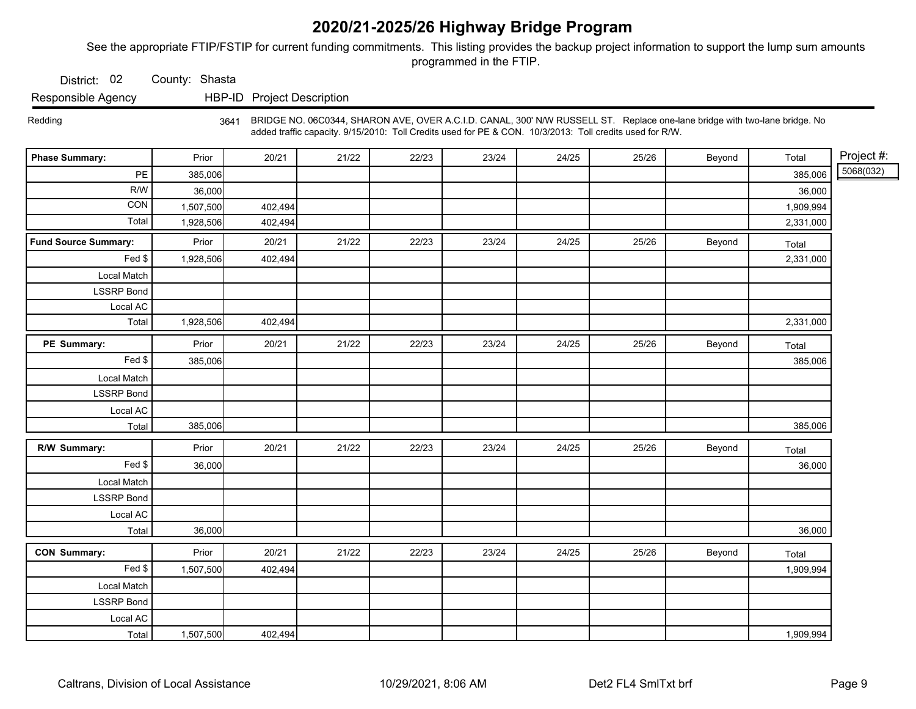# 2020/21-2025/26 Highway Bridge Program

See the appropriate FTIP/FSTIP for current funding commitments. This listing provides the backup project information to support the lump sum amounts programmed in the FTIP.

District: 02 County: Shasta

| Responsible Agency | HBP-ID | Project Description |
|---|---|---|
| Redding | 3641 | BRIDGE NO. 06C0344, SHARON AVE, OVER A.C.I.D. CANAL, 300' N/W RUSSELL ST. Replace one-lane bridge with two-lane bridge. No added traffic capacity. 9/15/2010: Toll Credits used for PE & CON. 10/3/2013: Toll credits used for R/W. |

Project #: 5068(032)

| Phase Summary: | Prior | 20/21 | 21/22 | 22/23 | 23/24 | 24/25 | 25/26 | Beyond | Total |
|---|---|---|---|---|---|---|---|---|---|
| PE | 385,006 | | | | | | | | 385,006 |
| R/W | 36,000 | | | | | | | | 36,000 |
| CON | 1,507,500 | 402,494 | | | | | | | 1,909,994 |
| Total | 1,928,506 | 402,494 | | | | | | | 2,331,000 |

| Fund Source Summary: | Prior | 20/21 | 21/22 | 22/23 | 23/24 | 24/25 | 25/26 | Beyond | Total |
|---|---|---|---|---|---|---|---|---|---|
| Fed $ | 1,928,506 | 402,494 | | | | | | | 2,331,000 |
| Local Match | | | | | | | | | |
| LSSRP Bond | | | | | | | | | |
| Local AC | | | | | | | | | |
| Total | 1,928,506 | 402,494 | | | | | | | 2,331,000 |

| PE Summary: | Prior | 20/21 | 21/22 | 22/23 | 23/24 | 24/25 | 25/26 | Beyond | Total |
|---|---|---|---|---|---|---|---|---|---|
| Fed $ | 385,006 | | | | | | | | 385,006 |
| Local Match | | | | | | | | | |
| LSSRP Bond | | | | | | | | | |
| Local AC | | | | | | | | | |
| Total | 385,006 | | | | | | | | 385,006 |

| R/W Summary: | Prior | 20/21 | 21/22 | 22/23 | 23/24 | 24/25 | 25/26 | Beyond | Total |
|---|---|---|---|---|---|---|---|---|---|
| Fed $ | 36,000 | | | | | | | | 36,000 |
| Local Match | | | | | | | | | |
| LSSRP Bond | | | | | | | | | |
| Local AC | | | | | | | | | |
| Total | 36,000 | | | | | | | | 36,000 |

| CON Summary: | Prior | 20/21 | 21/22 | 22/23 | 23/24 | 24/25 | 25/26 | Beyond | Total |
|---|---|---|---|---|---|---|---|---|---|
| Fed $ | 1,507,500 | 402,494 | | | | | | | 1,909,994 |
| Local Match | | | | | | | | | |
| LSSRP Bond | | | | | | | | | |
| Local AC | | | | | | | | | |
| Total | 1,507,500 | 402,494 | | | | | | | 1,909,994 |

Caltrans, Division of Local Assistance 10/29/2021, 8:06 AM Det2 FL4 SmlTxt brf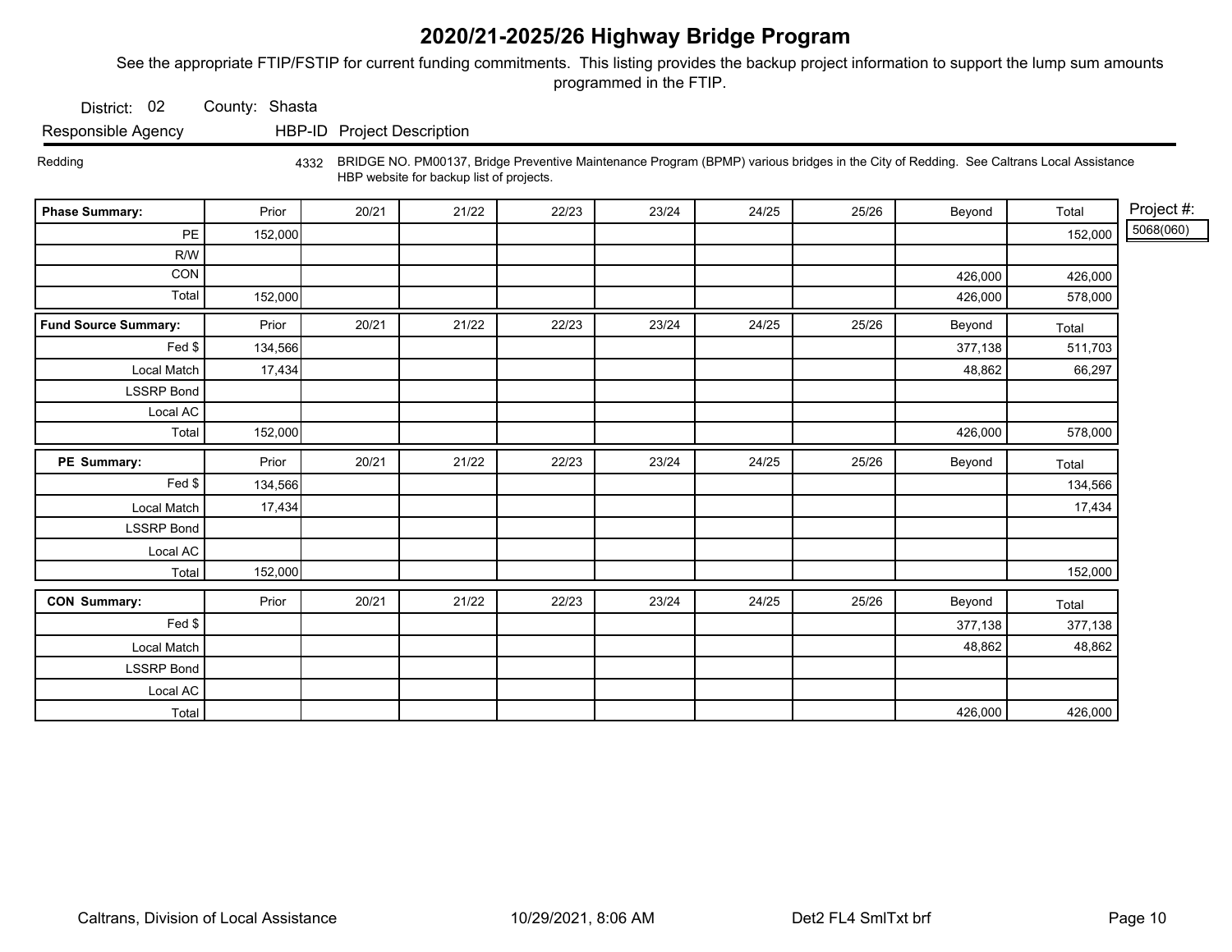# 2020/21-2025/26 Highway Bridge Program

See the appropriate FTIP/FSTIP for current funding commitments. This listing provides the backup project information to support the lump sum amounts programmed in the FTIP.

District: 02 County: Shasta

| Responsible Agency | HBP-ID | Project Description |
|---|---|---|
| Redding | 4332 | BRIDGE NO. PM00137, Bridge Preventive Maintenance Program (BPMP) various bridges in the City of Redding. See Caltrans Local Assistance HBP website for backup list of projects. |

Project #: 5068(060)

| Phase Summary: | Prior | 20/21 | 21/22 | 22/23 | 23/24 | 24/25 | 25/26 | Beyond | Total |
|---|---|---|---|---|---|---|---|---|---|
| PE | 152,000 | | | | | | | | 152,000 |
| R/W | | | | | | | | | |
| CON | | | | | | | | 426,000 | 426,000 |
| Total | 152,000 | | | | | | | 426,000 | 578,000 |

| Fund Source Summary: | Prior | 20/21 | 21/22 | 22/23 | 23/24 | 24/25 | 25/26 | Beyond | Total |
|---|---|---|---|---|---|---|---|---|---|
| Fed $ | 134,566 | | | | | | | 377,138 | 511,703 |
| Local Match | 17,434 | | | | | | | 48,862 | 66,297 |
| LSSRP Bond | | | | | | | | | |
| Local AC | | | | | | | | | |
| Total | 152,000 | | | | | | | 426,000 | 578,000 |

| PE Summary: | Prior | 20/21 | 21/22 | 22/23 | 23/24 | 24/25 | 25/26 | Beyond | Total |
|---|---|---|---|---|---|---|---|---|---|
| Fed $ | 134,566 | | | | | | | | 134,566 |
| Local Match | 17,434 | | | | | | | | 17,434 |
| LSSRP Bond | | | | | | | | | |
| Local AC | | | | | | | | | |
| Total | 152,000 | | | | | | | | 152,000 |

| CON Summary: | Prior | 20/21 | 21/22 | 22/23 | 23/24 | 24/25 | 25/26 | Beyond | Total |
|---|---|---|---|---|---|---|---|---|---|
| Fed $ | | | | | | | | 377,138 | 377,138 |
| Local Match | | | | | | | | 48,862 | 48,862 |
| LSSRP Bond | | | | | | | | | |
| Local AC | | | | | | | | | |
| Total | | | | | | | | 426,000 | 426,000 |

Caltrans, Division of Local Assistance 10/29/2021, 8:06 AM Det2 FL4 SmlTxt brf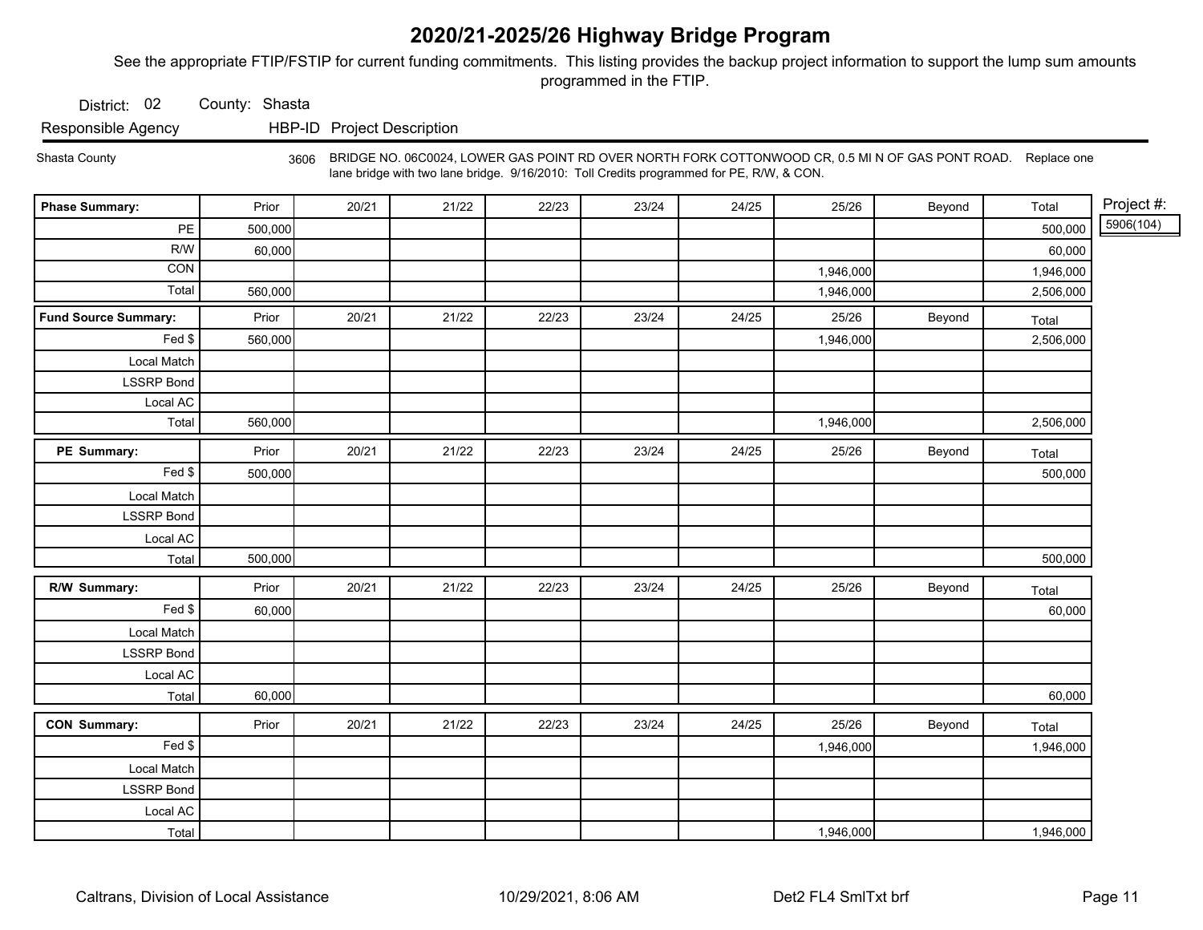# 2020/21-2025/26 Highway Bridge Program

See the appropriate FTIP/FSTIP for current funding commitments. This listing provides the backup project information to support the lump sum amounts programmed in the FTIP.

District: 02 County: Shasta

| Responsible Agency | HBP-ID | Project Description |
|---|---|---|
| Shasta County | 3606 | BRIDGE NO. 06C0024, LOWER GAS POINT RD OVER NORTH FORK COTTONWOOD CR, 0.5 MI N OF GAS PONT ROAD. Replace one lane bridge with two lane bridge. 9/16/2010: Toll Credits programmed for PE, R/W, & CON. |

Project #: 5906(104)

| Phase Summary: | Prior | 20/21 | 21/22 | 22/23 | 23/24 | 24/25 | 25/26 | Beyond | Total |
|---|---|---|---|---|---|---|---|---|---|
| PE | 500,000 | | | | | | | | 500,000 |
| R/W | 60,000 | | | | | | | | 60,000 |
| CON | | | | | | | 1,946,000 | | 1,946,000 |
| Total | 560,000 | | | | | | 1,946,000 | | 2,506,000 |

| Fund Source Summary: | Prior | 20/21 | 21/22 | 22/23 | 23/24 | 24/25 | 25/26 | Beyond | Total |
|---|---|---|---|---|---|---|---|---|---|
| Fed $ | 560,000 | | | | | | 1,946,000 | | 2,506,000 |
| Local Match | | | | | | | | | |
| LSSRP Bond | | | | | | | | | |
| Local AC | | | | | | | | | |
| Total | 560,000 | | | | | | 1,946,000 | | 2,506,000 |

| PE Summary: | Prior | 20/21 | 21/22 | 22/23 | 23/24 | 24/25 | 25/26 | Beyond | Total |
|---|---|---|---|---|---|---|---|---|---|
| Fed $ | 500,000 | | | | | | | | 500,000 |
| Local Match | | | | | | | | | |
| LSSRP Bond | | | | | | | | | |
| Local AC | | | | | | | | | |
| Total | 500,000 | | | | | | | | 500,000 |

| R/W Summary: | Prior | 20/21 | 21/22 | 22/23 | 23/24 | 24/25 | 25/26 | Beyond | Total |
|---|---|---|---|---|---|---|---|---|---|
| Fed $ | 60,000 | | | | | | | | 60,000 |
| Local Match | | | | | | | | | |
| LSSRP Bond | | | | | | | | | |
| Local AC | | | | | | | | | |
| Total | 60,000 | | | | | | | | 60,000 |

| CON Summary: | Prior | 20/21 | 21/22 | 22/23 | 23/24 | 24/25 | 25/26 | Beyond | Total |
|---|---|---|---|---|---|---|---|---|---|
| Fed $ | | | | | | | 1,946,000 | | 1,946,000 |
| Local Match | | | | | | | | | |
| LSSRP Bond | | | | | | | | | |
| Local AC | | | | | | | | | |
| Total | | | | | | | 1,946,000 | | 1,946,000 |

Caltrans, Division of Local Assistance 10/29/2021, 8:06 AM Det2 FL4 SmlTxt brf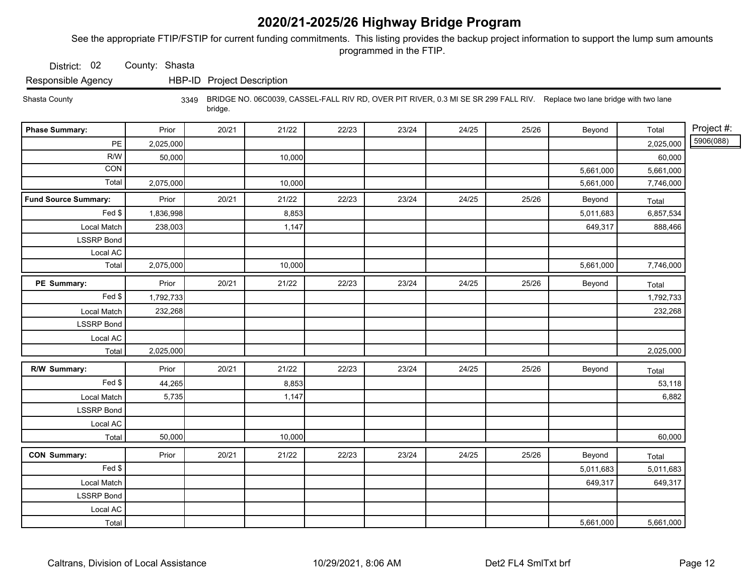# 2020/21-2025/26 Highway Bridge Program

See the appropriate FTIP/FSTIP for current funding commitments. This listing provides the backup project information to support the lump sum amounts programmed in the FTIP.

District: 02 County: Shasta

| Responsible Agency | HBP-ID | Project Description |
|---|---|---|
| Shasta County | 3349 | BRIDGE NO. 06C0039, CASSEL-FALL RIV RD, OVER PIT RIVER, 0.3 MI SE SR 299 FALL RIV. Replace two lane bridge with two lane bridge. |

Project #: 5906(088)

| Phase Summary: | Prior | 20/21 | 21/22 | 22/23 | 23/24 | 24/25 | 25/26 | Beyond | Total |
|---|---|---|---|---|---|---|---|---|---|
| PE | 2,025,000 | | | | | | | | 2,025,000 |
| R/W | 50,000 | | 10,000 | | | | | | 60,000 |
| CON | | | | | | | | 5,661,000 | 5,661,000 |
| Total | 2,075,000 | | 10,000 | | | | | 5,661,000 | 7,746,000 |

| Fund Source Summary: | Prior | 20/21 | 21/22 | 22/23 | 23/24 | 24/25 | 25/26 | Beyond | Total |
|---|---|---|---|---|---|---|---|---|---|
| Fed $ | 1,836,998 | | 8,853 | | | | | 5,011,683 | 6,857,534 |
| Local Match | 238,003 | | 1,147 | | | | | 649,317 | 888,466 |
| LSSRP Bond | | | | | | | | | |
| Local AC | | | | | | | | | |
| Total | 2,075,000 | | 10,000 | | | | | 5,661,000 | 7,746,000 |

| PE Summary: | Prior | 20/21 | 21/22 | 22/23 | 23/24 | 24/25 | 25/26 | Beyond | Total |
|---|---|---|---|---|---|---|---|---|---|
| Fed $ | 1,792,733 | | | | | | | | 1,792,733 |
| Local Match | 232,268 | | | | | | | | 232,268 |
| LSSRP Bond | | | | | | | | | |
| Local AC | | | | | | | | | |
| Total | 2,025,000 | | | | | | | | 2,025,000 |

| R/W Summary: | Prior | 20/21 | 21/22 | 22/23 | 23/24 | 24/25 | 25/26 | Beyond | Total |
|---|---|---|---|---|---|---|---|---|---|
| Fed $ | 44,265 | | 8,853 | | | | | | 53,118 |
| Local Match | 5,735 | | 1,147 | | | | | | 6,882 |
| LSSRP Bond | | | | | | | | | |
| Local AC | | | | | | | | | |
| Total | 50,000 | | 10,000 | | | | | | 60,000 |

| CON Summary: | Prior | 20/21 | 21/22 | 22/23 | 23/24 | 24/25 | 25/26 | Beyond | Total |
|---|---|---|---|---|---|---|---|---|---|
| Fed $ | | | | | | | | 5,011,683 | 5,011,683 |
| Local Match | | | | | | | | 649,317 | 649,317 |
| LSSRP Bond | | | | | | | | | |
| Local AC | | | | | | | | | |
| Total | | | | | | | | 5,661,000 | 5,661,000 |

Caltrans, Division of Local Assistance 10/29/2021, 8:06 AM Det2 FL4 SmlTxt brf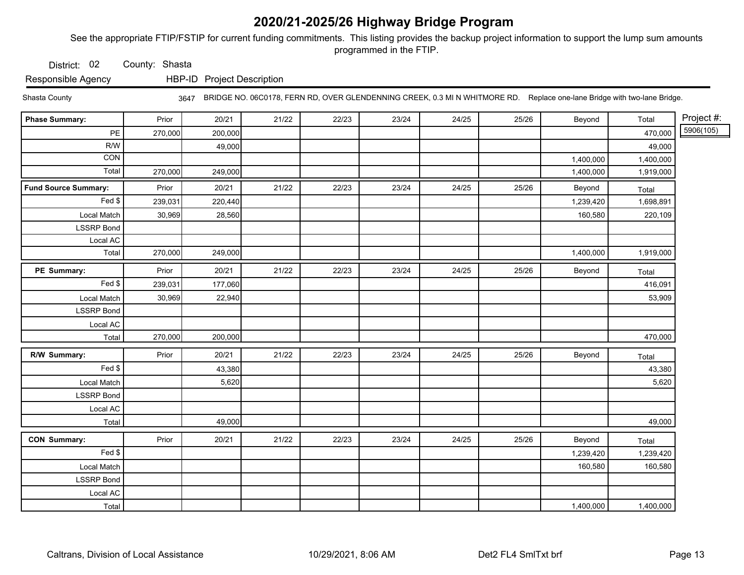# 2020/21-2025/26 Highway Bridge Program

See the appropriate FTIP/FSTIP for current funding commitments. This listing provides the backup project information to support the lump sum amounts programmed in the FTIP.

District: 02 County: Shasta

Responsible Agency HBP-ID Project Description

Shasta County 3647 BRIDGE NO. 06C0178, FERN RD, OVER GLENDENNING CREEK, 0.3 MI N WHITMORE RD. Replace one-lane Bridge with two-lane Bridge.

Project #: 5906(105)

| Phase Summary: | Prior | 20/21 | 21/22 | 22/23 | 23/24 | 24/25 | 25/26 | Beyond | Total |
|---|---|---|---|---|---|---|---|---|---|
| PE | 270,000 | 200,000 | | | | | | | 470,000 |
| R/W | | 49,000 | | | | | | | 49,000 |
| CON | | | | | | | | 1,400,000 | 1,400,000 |
| Total | 270,000 | 249,000 | | | | | | 1,400,000 | 1,919,000 |

| Fund Source Summary: | Prior | 20/21 | 21/22 | 22/23 | 23/24 | 24/25 | 25/26 | Beyond | Total |
|---|---|---|---|---|---|---|---|---|---|
| Fed $ | 239,031 | 220,440 | | | | | | 1,239,420 | 1,698,891 |
| Local Match | 30,969 | 28,560 | | | | | | 160,580 | 220,109 |
| LSSRP Bond | | | | | | | | | |
| Local AC | | | | | | | | | |
| Total | 270,000 | 249,000 | | | | | | 1,400,000 | 1,919,000 |

| PE Summary: | Prior | 20/21 | 21/22 | 22/23 | 23/24 | 24/25 | 25/26 | Beyond | Total |
|---|---|---|---|---|---|---|---|---|---|
| Fed $ | 239,031 | 177,060 | | | | | | | 416,091 |
| Local Match | 30,969 | 22,940 | | | | | | | 53,909 |
| LSSRP Bond | | | | | | | | | |
| Local AC | | | | | | | | | |
| Total | 270,000 | 200,000 | | | | | | | 470,000 |

| R/W Summary: | Prior | 20/21 | 21/22 | 22/23 | 23/24 | 24/25 | 25/26 | Beyond | Total |
|---|---|---|---|---|---|---|---|---|---|
| Fed $ | | 43,380 | | | | | | | 43,380 |
| Local Match | | 5,620 | | | | | | | 5,620 |
| LSSRP Bond | | | | | | | | | |
| Local AC | | | | | | | | | |
| Total | | 49,000 | | | | | | | 49,000 |

| CON Summary: | Prior | 20/21 | 21/22 | 22/23 | 23/24 | 24/25 | 25/26 | Beyond | Total |
|---|---|---|---|---|---|---|---|---|---|
| Fed $ | | | | | | | | 1,239,420 | 1,239,420 |
| Local Match | | | | | | | | 160,580 | 160,580 |
| LSSRP Bond | | | | | | | | | |
| Local AC | | | | | | | | | |
| Total | | | | | | | | 1,400,000 | 1,400,000 |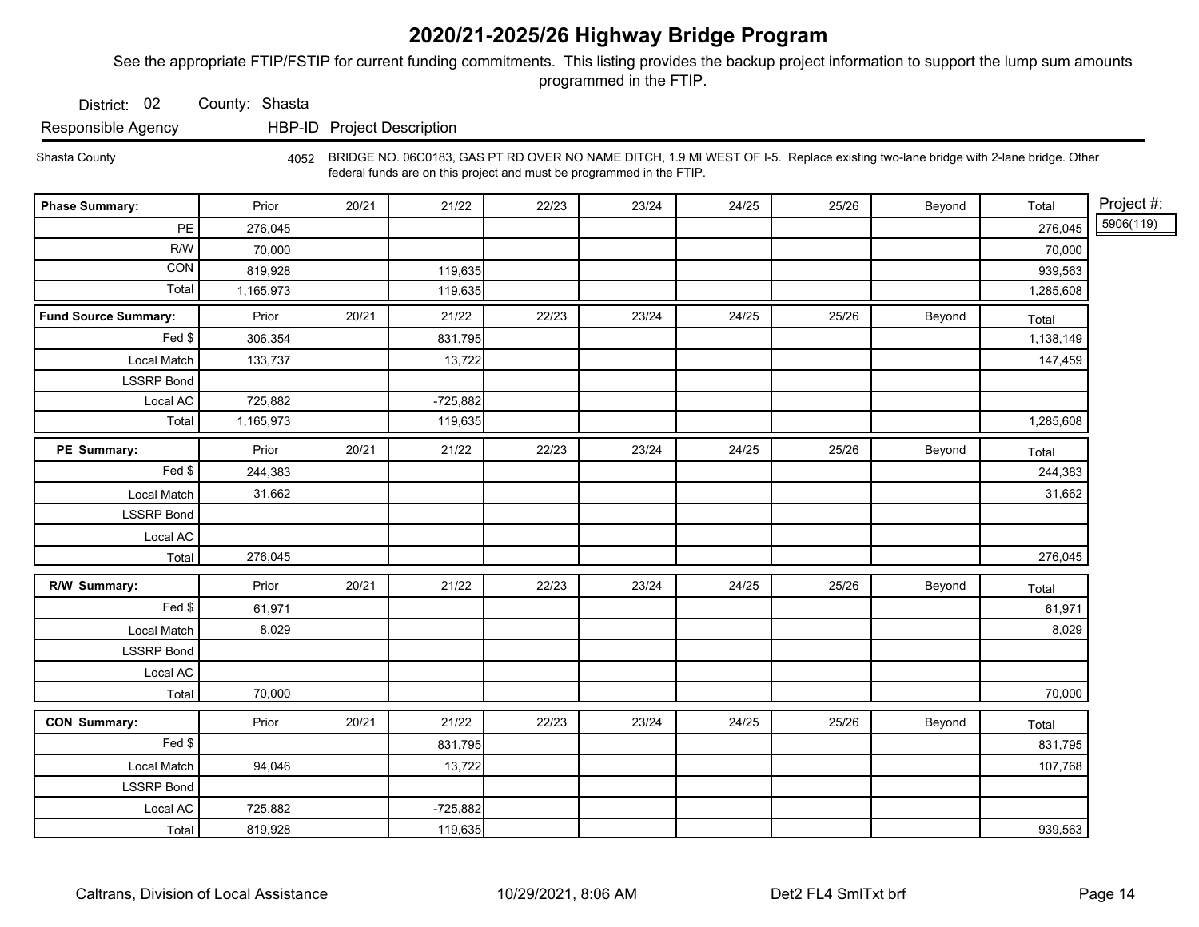# 2020/21-2025/26 Highway Bridge Program

See the appropriate FTIP/FSTIP for current funding commitments. This listing provides the backup project information to support the lump sum amounts programmed in the FTIP.

District: 02 County: Shasta

| Responsible Agency | HBP-ID | Project Description |
|---|---|---|
| Shasta County | 4052 | BRIDGE NO. 06C0183, GAS PT RD OVER NO NAME DITCH, 1.9 MI WEST OF I-5. Replace existing two-lane bridge with 2-lane bridge. Other federal funds are on this project and must be programmed in the FTIP. |

Project #: 5906(119)

| Phase Summary: | Prior | 20/21 | 21/22 | 22/23 | 23/24 | 24/25 | 25/26 | Beyond | Total |
|---|---|---|---|---|---|---|---|---|---|
| PE | 276,045 | | | | | | | | 276,045 |
| R/W | 70,000 | | | | | | | | 70,000 |
| CON | 819,928 | | 119,635 | | | | | | 939,563 |
| Total | 1,165,973 | | 119,635 | | | | | | 1,285,608 |

| Fund Source Summary: | Prior | 20/21 | 21/22 | 22/23 | 23/24 | 24/25 | 25/26 | Beyond | Total |
|---|---|---|---|---|---|---|---|---|---|
| Fed $ | 306,354 | | 831,795 | | | | | | 1,138,149 |
| Local Match | 133,737 | | 13,722 | | | | | | 147,459 |
| LSSRP Bond | | | | | | | | | |
| Local AC | 725,882 | | -725,882 | | | | | | |
| Total | 1,165,973 | | 119,635 | | | | | | 1,285,608 |

| PE Summary: | Prior | 20/21 | 21/22 | 22/23 | 23/24 | 24/25 | 25/26 | Beyond | Total |
|---|---|---|---|---|---|---|---|---|---|
| Fed $ | 244,383 | | | | | | | | 244,383 |
| Local Match | 31,662 | | | | | | | | 31,662 |
| LSSRP Bond | | | | | | | | | |
| Local AC | | | | | | | | | |
| Total | 276,045 | | | | | | | | 276,045 |

| R/W Summary: | Prior | 20/21 | 21/22 | 22/23 | 23/24 | 24/25 | 25/26 | Beyond | Total |
|---|---|---|---|---|---|---|---|---|---|
| Fed $ | 61,971 | | | | | | | | 61,971 |
| Local Match | 8,029 | | | | | | | | 8,029 |
| LSSRP Bond | | | | | | | | | |
| Local AC | | | | | | | | | |
| Total | 70,000 | | | | | | | | 70,000 |

| CON Summary: | Prior | 20/21 | 21/22 | 22/23 | 23/24 | 24/25 | 25/26 | Beyond | Total |
|---|---|---|---|---|---|---|---|---|---|
| Fed $ | | | 831,795 | | | | | | 831,795 |
| Local Match | 94,046 | | 13,722 | | | | | | 107,768 |
| LSSRP Bond | | | | | | | | | |
| Local AC | 725,882 | | -725,882 | | | | | | |
| Total | 819,928 | | 119,635 | | | | | | 939,563 |

Caltrans, Division of Local Assistance 10/29/2021, 8:06 AM Det2 FL4 SmlTxt brf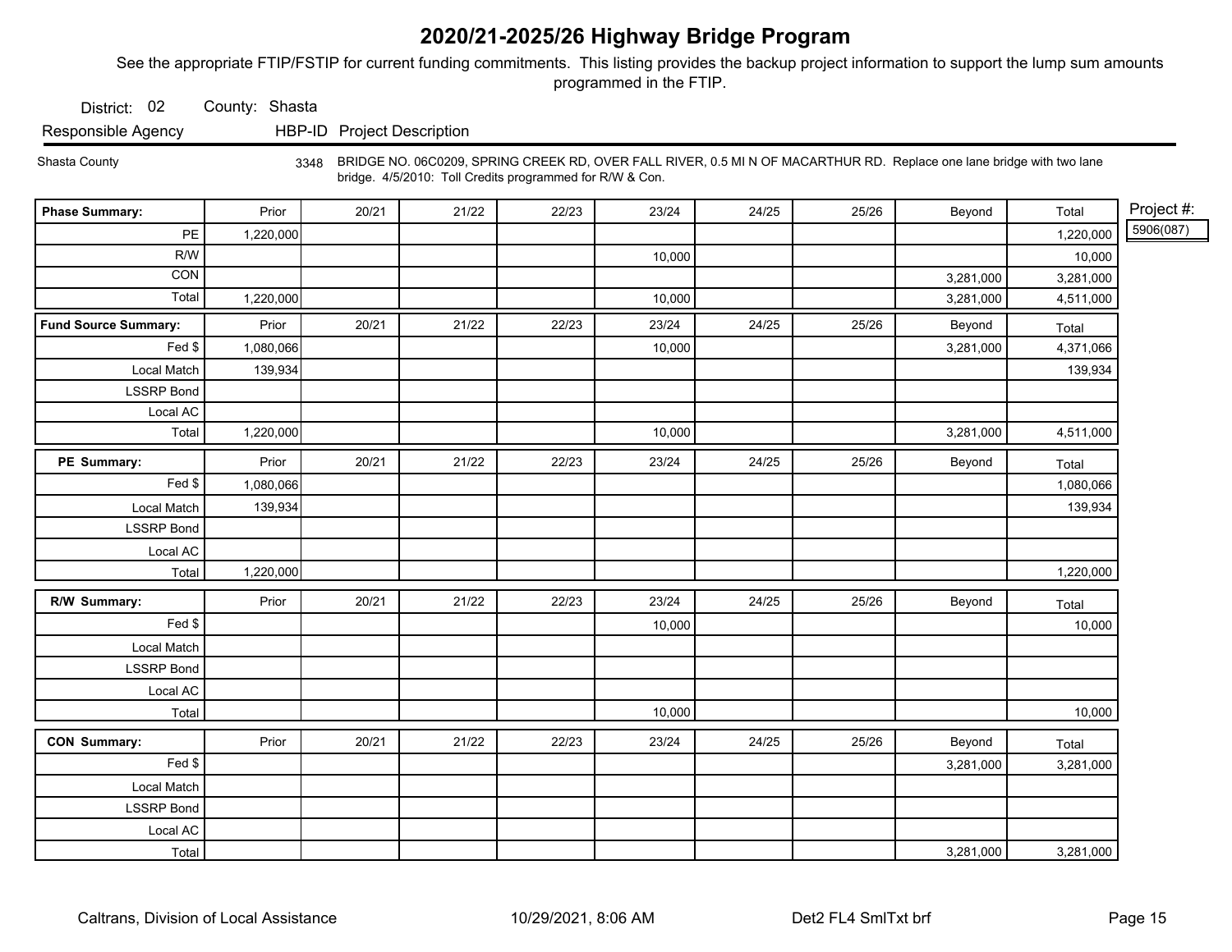# 2020/21-2025/26 Highway Bridge Program

See the appropriate FTIP/FSTIP for current funding commitments. This listing provides the backup project information to support the lump sum amounts programmed in the FTIP.

District: 02 County: Shasta

| Responsible Agency | HBP-ID | Project Description |
|---|---|---|
| Shasta County | 3348 | BRIDGE NO. 06C0209, SPRING CREEK RD, OVER FALL RIVER, 0.5 MI N OF MACARTHUR RD. Replace one lane bridge with two lane bridge. 4/5/2010: Toll Credits programmed for R/W & Con. |

Project #: 5906(087)

| Phase Summary: | Prior | 20/21 | 21/22 | 22/23 | 23/24 | 24/25 | 25/26 | Beyond | Total |
|---|---|---|---|---|---|---|---|---|---|
| PE | 1,220,000 | | | | | | | | 1,220,000 |
| R/W | | | | | 10,000 | | | | 10,000 |
| CON | | | | | | | | 3,281,000 | 3,281,000 |
| Total | 1,220,000 | | | | 10,000 | | | 3,281,000 | 4,511,000 |

| Fund Source Summary: | Prior | 20/21 | 21/22 | 22/23 | 23/24 | 24/25 | 25/26 | Beyond | Total |
|---|---|---|---|---|---|---|---|---|---|
| Fed $ | 1,080,066 | | | | 10,000 | | | 3,281,000 | 4,371,066 |
| Local Match | 139,934 | | | | | | | | 139,934 |
| LSSRP Bond | | | | | | | | | |
| Local AC | | | | | | | | | |
| Total | 1,220,000 | | | | 10,000 | | | 3,281,000 | 4,511,000 |

| PE Summary: | Prior | 20/21 | 21/22 | 22/23 | 23/24 | 24/25 | 25/26 | Beyond | Total |
|---|---|---|---|---|---|---|---|---|---|
| Fed $ | 1,080,066 | | | | | | | | 1,080,066 |
| Local Match | 139,934 | | | | | | | | 139,934 |
| LSSRP Bond | | | | | | | | | |
| Local AC | | | | | | | | | |
| Total | 1,220,000 | | | | | | | | 1,220,000 |

| R/W Summary: | Prior | 20/21 | 21/22 | 22/23 | 23/24 | 24/25 | 25/26 | Beyond | Total |
|---|---|---|---|---|---|---|---|---|---|
| Fed $ | | | | | 10,000 | | | | 10,000 |
| Local Match | | | | | | | | | |
| LSSRP Bond | | | | | | | | | |
| Local AC | | | | | | | | | |
| Total | | | | | 10,000 | | | | 10,000 |

| CON Summary: | Prior | 20/21 | 21/22 | 22/23 | 23/24 | 24/25 | 25/26 | Beyond | Total |
|---|---|---|---|---|---|---|---|---|---|
| Fed $ | | | | | | | | 3,281,000 | 3,281,000 |
| Local Match | | | | | | | | | |
| LSSRP Bond | | | | | | | | | |
| Local AC | | | | | | | | | |
| Total | | | | | | | | 3,281,000 | 3,281,000 |

Caltrans, Division of Local Assistance 10/29/2021, 8:06 AM Det2 FL4 SmlTxt brf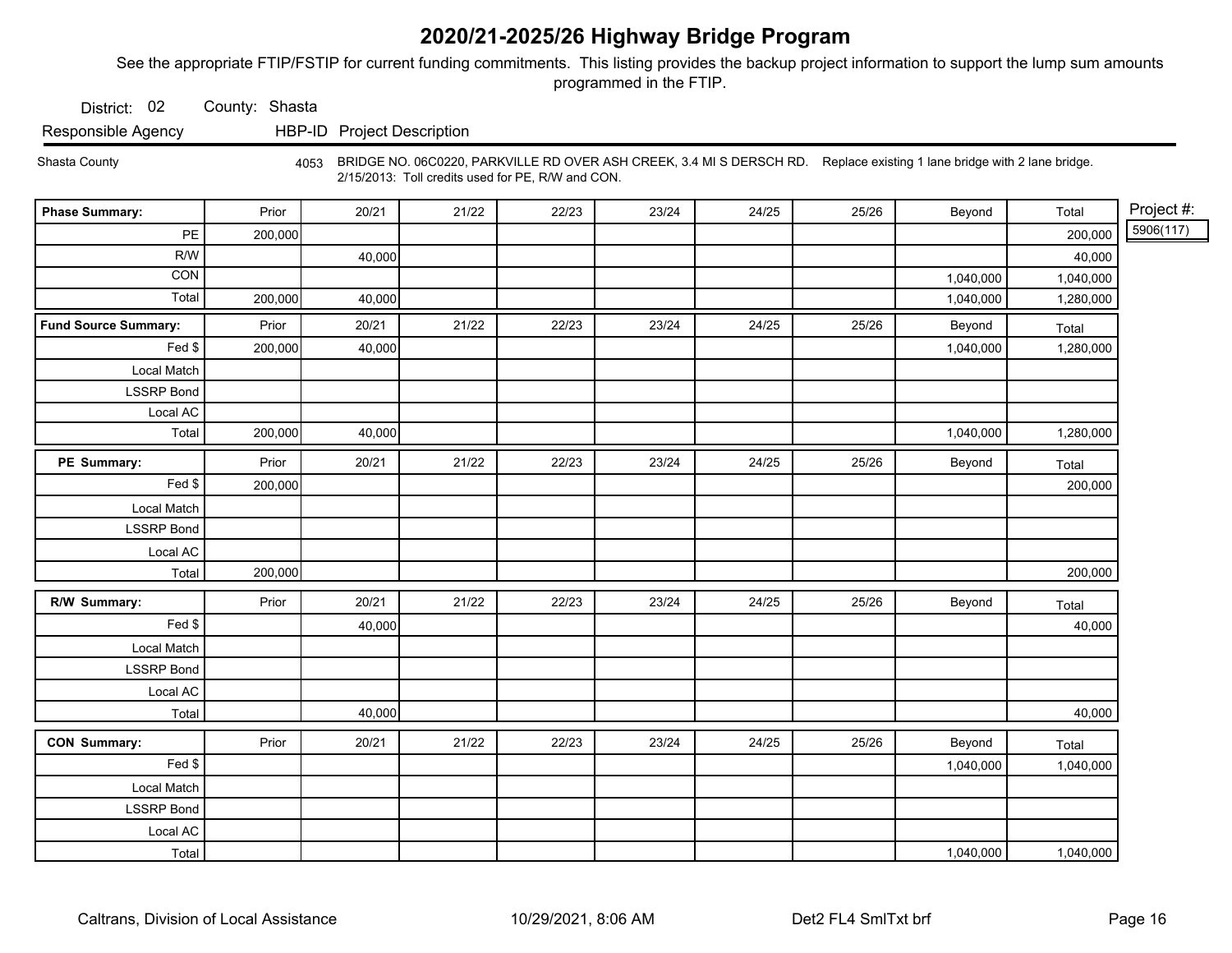// Keep the document's content exactly as it appears
# 2020/21-2025/26 Highway Bridge Program

See the appropriate FTIP/FSTIP for current funding commitments. This listing provides the backup project information to support the lump sum amounts programmed in the FTIP.

District: 02 County: Shasta

| Responsible Agency | HBP-ID | Project Description |
|---|---|---|
| Shasta County | 4053 | BRIDGE NO. 06C0220, PARKVILLE RD OVER ASH CREEK, 3.4 MI S DERSCH RD. Replace existing 1 lane bridge with 2 lane bridge. 2/15/2013: Toll credits used for PE, R/W and CON. |

Project #: 5906(117)

| Phase Summary: | Prior | 20/21 | 21/22 | 22/23 | 23/24 | 24/25 | 25/26 | Beyond | Total |
|---|---|---|---|---|---|---|---|---|---|
| PE | 200,000 | | | | | | | | 200,000 |
| R/W | | 40,000 | | | | | | | 40,000 |
| CON | | | | | | | | 1,040,000 | 1,040,000 |
| Total | 200,000 | 40,000 | | | | | | 1,040,000 | 1,280,000 |

| Fund Source Summary: | Prior | 20/21 | 21/22 | 22/23 | 23/24 | 24/25 | 25/26 | Beyond | Total |
|---|---|---|---|---|---|---|---|---|---|
| Fed $ | 200,000 | 40,000 | | | | | | 1,040,000 | 1,280,000 |
| Local Match | | | | | | | | | |
| LSSRP Bond | | | | | | | | | |
| Local AC | | | | | | | | | |
| Total | 200,000 | 40,000 | | | | | | 1,040,000 | 1,280,000 |

| PE Summary: | Prior | 20/21 | 21/22 | 22/23 | 23/24 | 24/25 | 25/26 | Beyond | Total |
|---|---|---|---|---|---|---|---|---|---|
| Fed $ | 200,000 | | | | | | | | 200,000 |
| Local Match | | | | | | | | | |
| LSSRP Bond | | | | | | | | | |
| Local AC | | | | | | | | | |
| Total | 200,000 | | | | | | | | 200,000 |

| R/W Summary: | Prior | 20/21 | 21/22 | 22/23 | 23/24 | 24/25 | 25/26 | Beyond | Total |
|---|---|---|---|---|---|---|---|---|---|
| Fed $ | | 40,000 | | | | | | | 40,000 |
| Local Match | | | | | | | | | |
| LSSRP Bond | | | | | | | | | |
| Local AC | | | | | | | | | |
| Total | | 40,000 | | | | | | | 40,000 |

| CON Summary: | Prior | 20/21 | 21/22 | 22/23 | 23/24 | 24/25 | 25/26 | Beyond | Total |
|---|---|---|---|---|---|---|---|---|---|
| Fed $ | | | | | | | | 1,040,000 | 1,040,000 |
| Local Match | | | | | | | | | |
| LSSRP Bond | | | | | | | | | |
| Local AC | | | | | | | | | |
| Total | | | | | | | | 1,040,000 | 1,040,000 |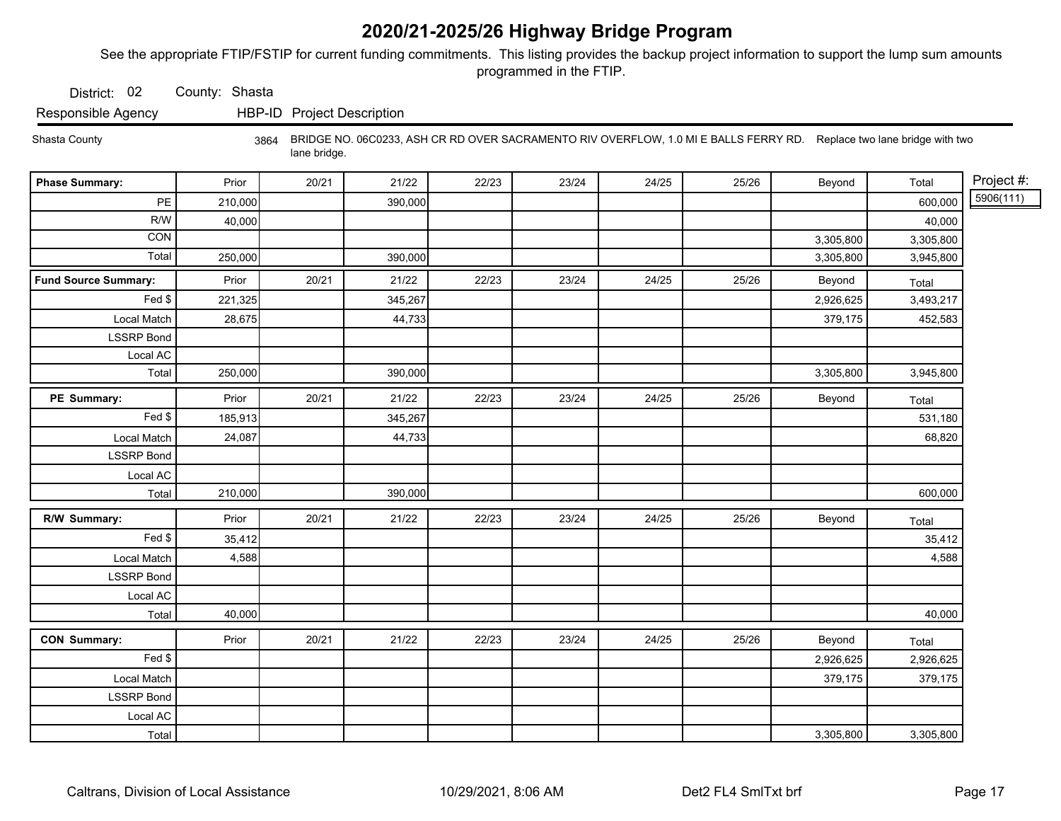# 2020/21-2025/26 Highway Bridge Program

See the appropriate FTIP/FSTIP for current funding commitments. This listing provides the backup project information to support the lump sum amounts programmed in the FTIP.

District: 02 County: Shasta

| Responsible Agency | HBP-ID | Project Description |
|---|---|---|
| Shasta County | 3864 | BRIDGE NO. 06C0233, ASH CR RD OVER SACRAMENTO RIV OVERFLOW, 1.0 MI E BALLS FERRY RD. Replace two lane bridge with two lane bridge. |

Project #: 5906(111)

| Phase Summary: | Prior | 20/21 | 21/22 | 22/23 | 23/24 | 24/25 | 25/26 | Beyond | Total |
|---|---|---|---|---|---|---|---|---|---|
| PE | 210,000 | | 390,000 | | | | | | 600,000 |
| R/W | 40,000 | | | | | | | | 40,000 |
| CON | | | | | | | | 3,305,800 | 3,305,800 |
| Total | 250,000 | | 390,000 | | | | | 3,305,800 | 3,945,800 |

| Fund Source Summary: | Prior | 20/21 | 21/22 | 22/23 | 23/24 | 24/25 | 25/26 | Beyond | Total |
|---|---|---|---|---|---|---|---|---|---|
| Fed $ | 221,325 | | 345,267 | | | | | 2,926,625 | 3,493,217 |
| Local Match | 28,675 | | 44,733 | | | | | 379,175 | 452,583 |
| LSSRP Bond | | | | | | | | | |
| Local AC | | | | | | | | | |
| Total | 250,000 | | 390,000 | | | | | 3,305,800 | 3,945,800 |

| PE Summary: | Prior | 20/21 | 21/22 | 22/23 | 23/24 | 24/25 | 25/26 | Beyond | Total |
|---|---|---|---|---|---|---|---|---|---|
| Fed $ | 185,913 | | 345,267 | | | | | | 531,180 |
| Local Match | 24,087 | | 44,733 | | | | | | 68,820 |
| LSSRP Bond | | | | | | | | | |
| Local AC | | | | | | | | | |
| Total | 210,000 | | 390,000 | | | | | | 600,000 |

| R/W Summary: | Prior | 20/21 | 21/22 | 22/23 | 23/24 | 24/25 | 25/26 | Beyond | Total |
|---|---|---|---|---|---|---|---|---|---|
| Fed $ | 35,412 | | | | | | | | 35,412 |
| Local Match | 4,588 | | | | | | | | 4,588 |
| LSSRP Bond | | | | | | | | | |
| Local AC | | | | | | | | | |
| Total | 40,000 | | | | | | | | 40,000 |

| CON Summary: | Prior | 20/21 | 21/22 | 22/23 | 23/24 | 24/25 | 25/26 | Beyond | Total |
|---|---|---|---|---|---|---|---|---|---|
| Fed $ | | | | | | | | 2,926,625 | 2,926,625 |
| Local Match | | | | | | | | 379,175 | 379,175 |
| LSSRP Bond | | | | | | | | | |
| Local AC | | | | | | | | | |
| Total | | | | | | | | 3,305,800 | 3,305,800 |

Caltrans, Division of Local Assistance 10/29/2021, 8:06 AM Det2 FL4 SmlTxt brf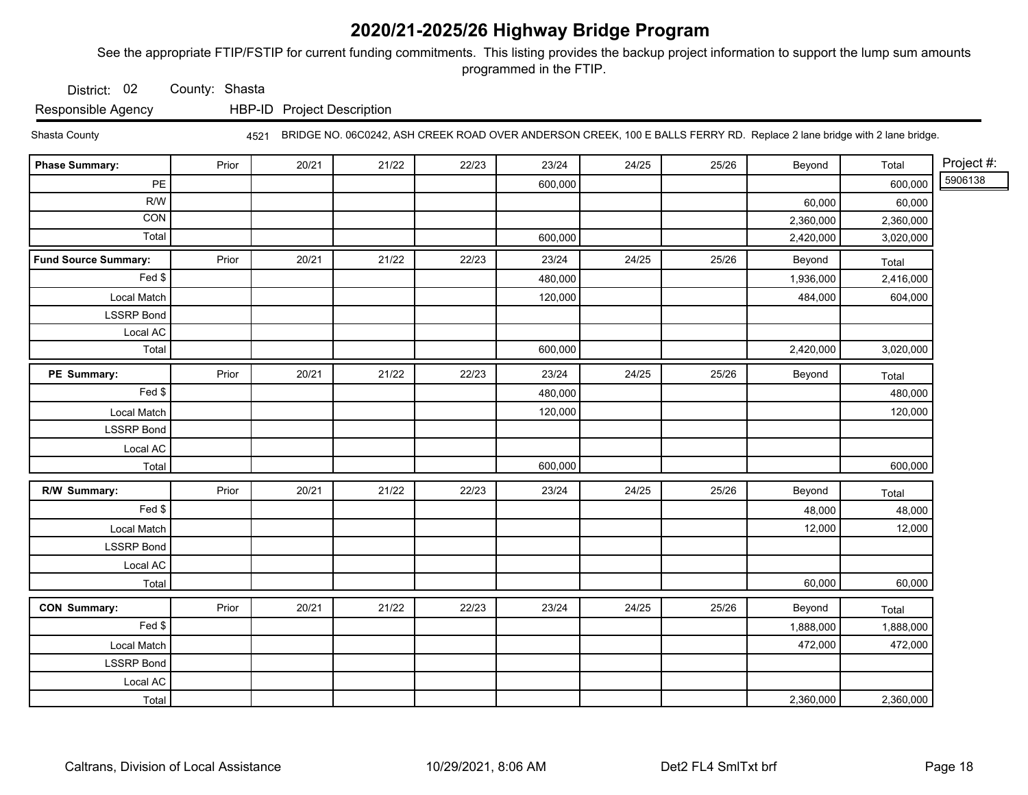# 2020/21-2025/26 Highway Bridge Program

See the appropriate FTIP/FSTIP for current funding commitments. This listing provides the backup project information to support the lump sum amounts programmed in the FTIP.

District: 02 County: Shasta

Responsible Agency HBP-ID Project Description

Shasta County 4521 BRIDGE NO. 06C0242, ASH CREEK ROAD OVER ANDERSON CREEK, 100 E BALLS FERRY RD. Replace 2 lane bridge with 2 lane bridge.

Project #: 5906138

| Phase Summary: | Prior | 20/21 | 21/22 | 22/23 | 23/24 | 24/25 | 25/26 | Beyond | Total |
|---|---|---|---|---|---|---|---|---|---|
| PE | | | | | 600,000 | | | | 600,000 |
| R/W | | | | | | | | 60,000 | 60,000 |
| CON | | | | | | | | 2,360,000 | 2,360,000 |
| Total | | | | | 600,000 | | | 2,420,000 | 3,020,000 |

| Fund Source Summary: | Prior | 20/21 | 21/22 | 22/23 | 23/24 | 24/25 | 25/26 | Beyond | Total |
|---|---|---|---|---|---|---|---|---|---|
| Fed $ | | | | | 480,000 | | | 1,936,000 | 2,416,000 |
| Local Match | | | | | 120,000 | | | 484,000 | 604,000 |
| LSSRP Bond | | | | | | | | | |
| Local AC | | | | | | | | | |
| Total | | | | | 600,000 | | | 2,420,000 | 3,020,000 |

| PE Summary: | Prior | 20/21 | 21/22 | 22/23 | 23/24 | 24/25 | 25/26 | Beyond | Total |
|---|---|---|---|---|---|---|---|---|---|
| Fed $ | | | | | 480,000 | | | | 480,000 |
| Local Match | | | | | 120,000 | | | | 120,000 |
| LSSRP Bond | | | | | | | | | |
| Local AC | | | | | | | | | |
| Total | | | | | 600,000 | | | | 600,000 |

| R/W Summary: | Prior | 20/21 | 21/22 | 22/23 | 23/24 | 24/25 | 25/26 | Beyond | Total |
|---|---|---|---|---|---|---|---|---|---|
| Fed $ | | | | | | | | 48,000 | 48,000 |
| Local Match | | | | | | | | 12,000 | 12,000 |
| LSSRP Bond | | | | | | | | | |
| Local AC | | | | | | | | | |
| Total | | | | | | | | 60,000 | 60,000 |

| CON Summary: | Prior | 20/21 | 21/22 | 22/23 | 23/24 | 24/25 | 25/26 | Beyond | Total |
|---|---|---|---|---|---|---|---|---|---|
| Fed $ | | | | | | | | 1,888,000 | 1,888,000 |
| Local Match | | | | | | | | 472,000 | 472,000 |
| LSSRP Bond | | | | | | | | | |
| Local AC | | | | | | | | | |
| Total | | | | | | | | 2,360,000 | 2,360,000 |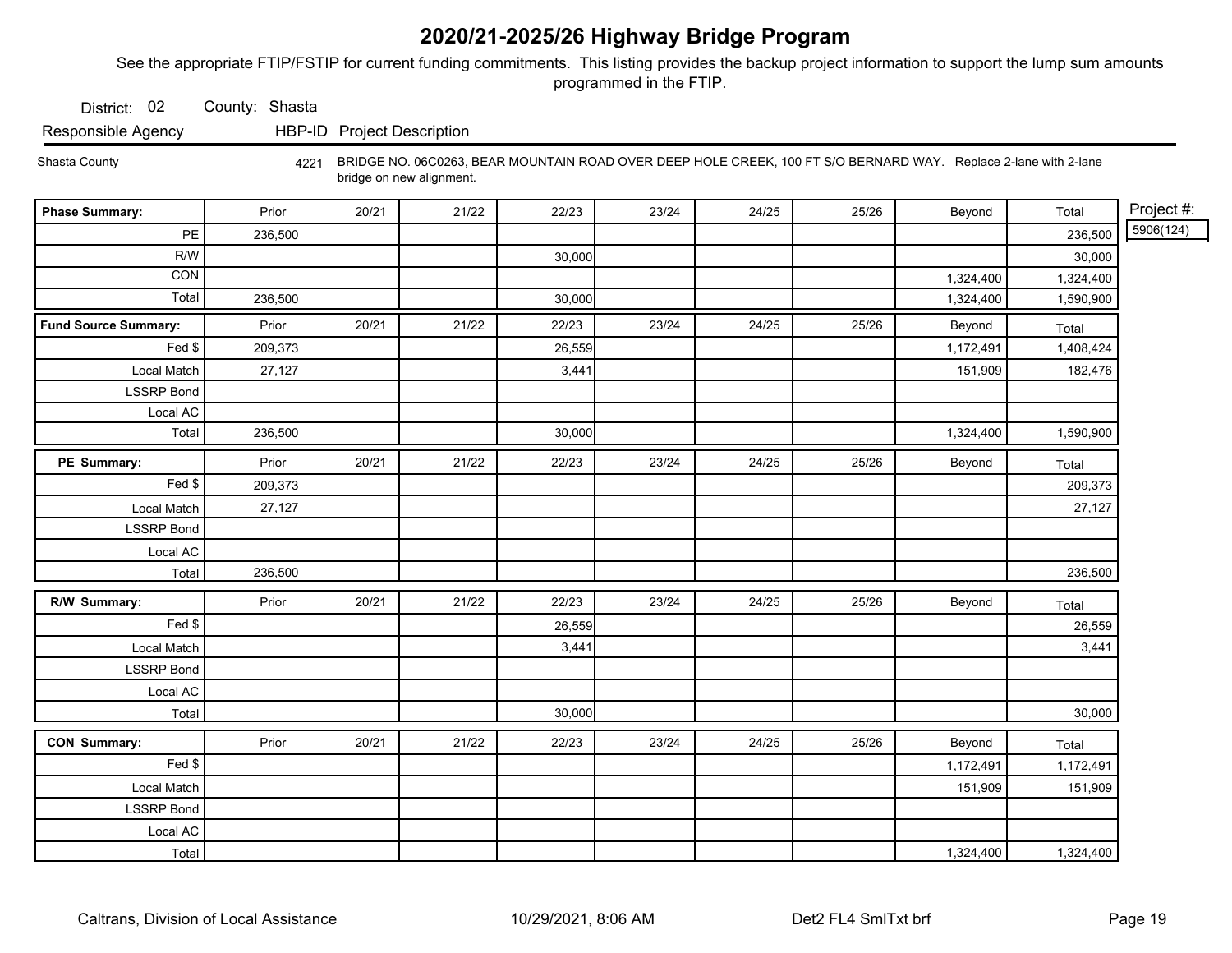# 2020/21-2025/26 Highway Bridge Program

See the appropriate FTIP/FSTIP for current funding commitments. This listing provides the backup project information to support the lump sum amounts programmed in the FTIP.

District: 02 County: Shasta

| Responsible Agency | HBP-ID | Project Description |
|---|---|---|
| Shasta County | 4221 | BRIDGE NO. 06C0263, BEAR MOUNTAIN ROAD OVER DEEP HOLE CREEK, 100 FT S/O BERNARD WAY. Replace 2-lane with 2-lane bridge on new alignment. |

Project #: 5906(124)

| Phase Summary: | Prior | 20/21 | 21/22 | 22/23 | 23/24 | 24/25 | 25/26 | Beyond | Total |
|---|---|---|---|---|---|---|---|---|---|
| PE | 236,500 | | | | | | | | 236,500 |
| R/W | | | | 30,000 | | | | | 30,000 |
| CON | | | | | | | | 1,324,400 | 1,324,400 |
| Total | 236,500 | | | 30,000 | | | | 1,324,400 | 1,590,900 |

| Fund Source Summary: | Prior | 20/21 | 21/22 | 22/23 | 23/24 | 24/25 | 25/26 | Beyond | Total |
|---|---|---|---|---|---|---|---|---|---|
| Fed $ | 209,373 | | | 26,559 | | | | 1,172,491 | 1,408,424 |
| Local Match | 27,127 | | | 3,441 | | | | 151,909 | 182,476 |
| LSSRP Bond | | | | | | | | | |
| Local AC | | | | | | | | | |
| Total | 236,500 | | | 30,000 | | | | 1,324,400 | 1,590,900 |

| PE Summary: | Prior | 20/21 | 21/22 | 22/23 | 23/24 | 24/25 | 25/26 | Beyond | Total |
|---|---|---|---|---|---|---|---|---|---|
| Fed $ | 209,373 | | | | | | | | 209,373 |
| Local Match | 27,127 | | | | | | | | 27,127 |
| LSSRP Bond | | | | | | | | | |
| Local AC | | | | | | | | | |
| Total | 236,500 | | | | | | | | 236,500 |

| R/W Summary: | Prior | 20/21 | 21/22 | 22/23 | 23/24 | 24/25 | 25/26 | Beyond | Total |
|---|---|---|---|---|---|---|---|---|---|
| Fed $ | | | | 26,559 | | | | | 26,559 |
| Local Match | | | | 3,441 | | | | | 3,441 |
| LSSRP Bond | | | | | | | | | |
| Local AC | | | | | | | | | |
| Total | | | | 30,000 | | | | | 30,000 |

| CON Summary: | Prior | 20/21 | 21/22 | 22/23 | 23/24 | 24/25 | 25/26 | Beyond | Total |
|---|---|---|---|---|---|---|---|---|---|
| Fed $ | | | | | | | | 1,172,491 | 1,172,491 |
| Local Match | | | | | | | | 151,909 | 151,909 |
| LSSRP Bond | | | | | | | | | |
| Local AC | | | | | | | | | |
| Total | | | | | | | | 1,324,400 | 1,324,400 |

Caltrans, Division of Local Assistance 10/29/2021, 8:06 AM Det2 FL4 SmlTxt brf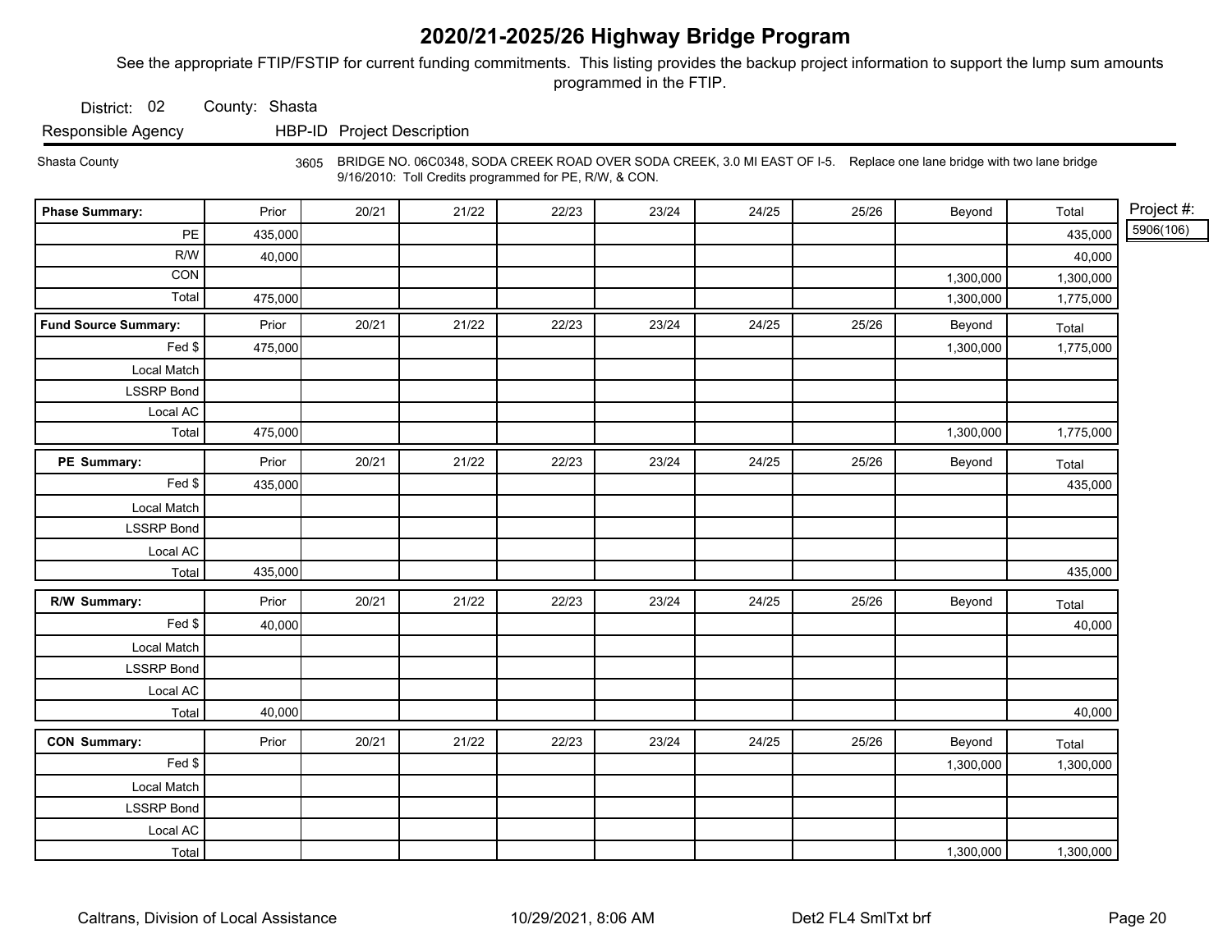# 2020/21-2025/26 Highway Bridge Program

See the appropriate FTIP/FSTIP for current funding commitments. This listing provides the backup project information to support the lump sum amounts programmed in the FTIP.

District: 02 County: Shasta

| Responsible Agency | HBP-ID | Project Description |
|---|---|---|
| Shasta County | 3605 | BRIDGE NO. 06C0348, SODA CREEK ROAD OVER SODA CREEK, 3.0 MI EAST OF I-5. Replace one lane bridge with two lane bridge 9/16/2010: Toll Credits programmed for PE, R/W, & CON. |

Project #: 5906(106)

| Phase Summary: | Prior | 20/21 | 21/22 | 22/23 | 23/24 | 24/25 | 25/26 | Beyond | Total |
|---|---|---|---|---|---|---|---|---|---|
| PE | 435,000 | | | | | | | | 435,000 |
| R/W | 40,000 | | | | | | | | 40,000 |
| CON | | | | | | | | 1,300,000 | 1,300,000 |
| Total | 475,000 | | | | | | | 1,300,000 | 1,775,000 |

| Fund Source Summary: | Prior | 20/21 | 21/22 | 22/23 | 23/24 | 24/25 | 25/26 | Beyond | Total |
|---|---|---|---|---|---|---|---|---|---|
| Fed $ | 475,000 | | | | | | | 1,300,000 | 1,775,000 |
| Local Match | | | | | | | | | |
| LSSRP Bond | | | | | | | | | |
| Local AC | | | | | | | | | |
| Total | 475,000 | | | | | | | 1,300,000 | 1,775,000 |

| PE Summary: | Prior | 20/21 | 21/22 | 22/23 | 23/24 | 24/25 | 25/26 | Beyond | Total |
|---|---|---|---|---|---|---|---|---|---|
| Fed $ | 435,000 | | | | | | | | 435,000 |
| Local Match | | | | | | | | | |
| LSSRP Bond | | | | | | | | | |
| Local AC | | | | | | | | | |
| Total | 435,000 | | | | | | | | 435,000 |

| R/W Summary: | Prior | 20/21 | 21/22 | 22/23 | 23/24 | 24/25 | 25/26 | Beyond | Total |
|---|---|---|---|---|---|---|---|---|---|
| Fed $ | 40,000 | | | | | | | | 40,000 |
| Local Match | | | | | | | | | |
| LSSRP Bond | | | | | | | | | |
| Local AC | | | | | | | | | |
| Total | 40,000 | | | | | | | | 40,000 |

| CON Summary: | Prior | 20/21 | 21/22 | 22/23 | 23/24 | 24/25 | 25/26 | Beyond | Total |
|---|---|---|---|---|---|---|---|---|---|
| Fed $ | | | | | | | | 1,300,000 | 1,300,000 |
| Local Match | | | | | | | | | |
| LSSRP Bond | | | | | | | | | |
| Local AC | | | | | | | | | |
| Total | | | | | | | | 1,300,000 | 1,300,000 |

Caltrans, Division of Local Assistance 10/29/2021, 8:06 AM Det2 FL4 SmlTxt brf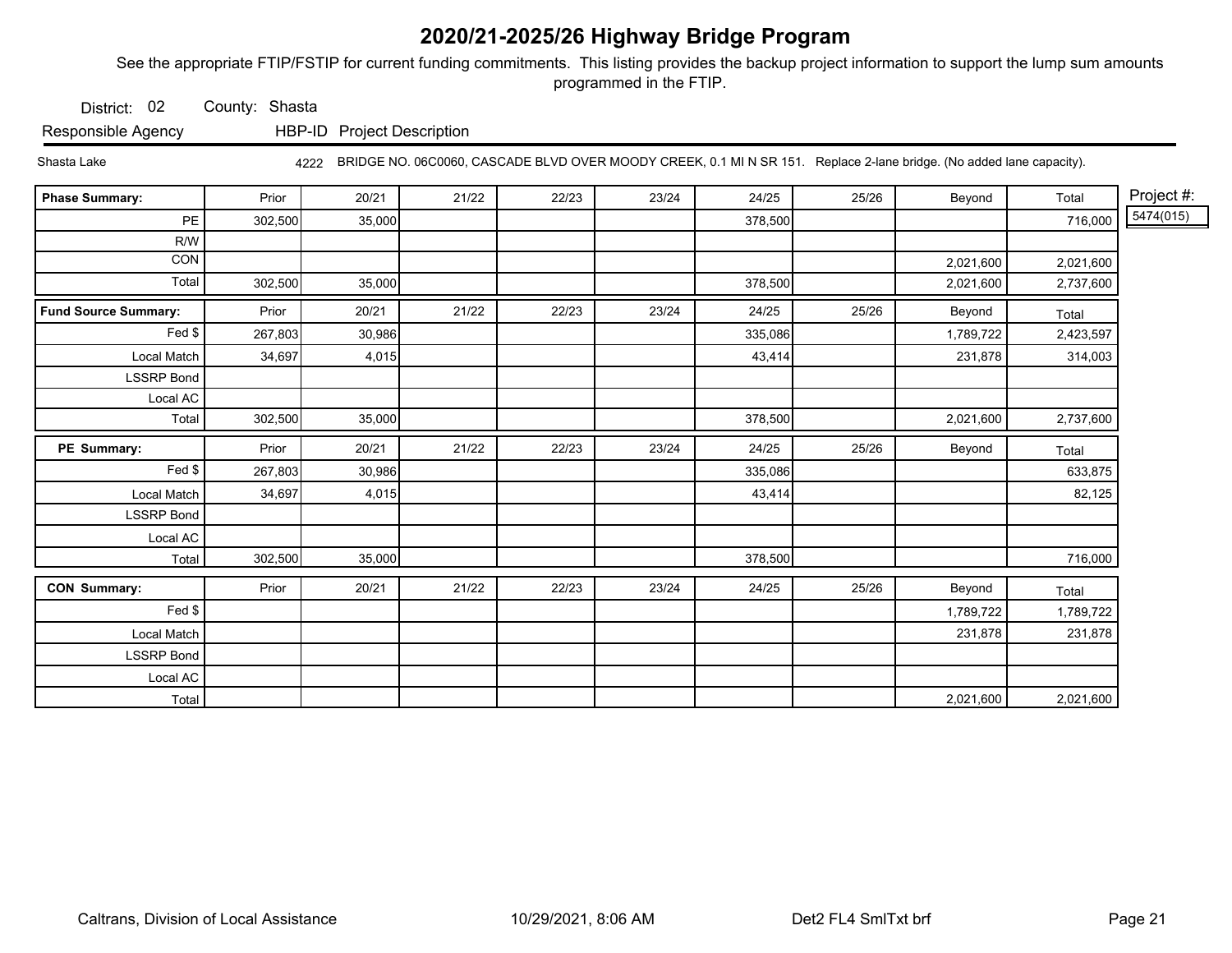# 2020/21-2025/26 Highway Bridge Program

See the appropriate FTIP/FSTIP for current funding commitments. This listing provides the backup project information to support the lump sum amounts programmed in the FTIP.

District: 02 County: Shasta

| Responsible Agency | HBP-ID | Project Description |
|---|---|---|
| Shasta Lake | 4222 | BRIDGE NO. 06C0060, CASCADE BLVD OVER MOODY CREEK, 0.1 MI N SR 151. Replace 2-lane bridge. (No added lane capacity). |

Project #: 5474(015)

| Phase Summary: | Prior | 20/21 | 21/22 | 22/23 | 23/24 | 24/25 | 25/26 | Beyond | Total |
|---|---|---|---|---|---|---|---|---|---|
| PE | 302,500 | 35,000 | | | | 378,500 | | | 716,000 |
| R/W | | | | | | | | | |
| CON | | | | | | | | 2,021,600 | 2,021,600 |
| Total | 302,500 | 35,000 | | | | 378,500 | | 2,021,600 | 2,737,600 |

| Fund Source Summary: | Prior | 20/21 | 21/22 | 22/23 | 23/24 | 24/25 | 25/26 | Beyond | Total |
|---|---|---|---|---|---|---|---|---|---|
| Fed $ | 267,803 | 30,986 | | | | 335,086 | | 1,789,722 | 2,423,597 |
| Local Match | 34,697 | 4,015 | | | | 43,414 | | 231,878 | 314,003 |
| LSSRP Bond | | | | | | | | | |
| Local AC | | | | | | | | | |
| Total | 302,500 | 35,000 | | | | 378,500 | | 2,021,600 | 2,737,600 |

| PE Summary: | Prior | 20/21 | 21/22 | 22/23 | 23/24 | 24/25 | 25/26 | Beyond | Total |
|---|---|---|---|---|---|---|---|---|---|
| Fed $ | 267,803 | 30,986 | | | | 335,086 | | | 633,875 |
| Local Match | 34,697 | 4,015 | | | | 43,414 | | | 82,125 |
| LSSRP Bond | | | | | | | | | |
| Local AC | | | | | | | | | |
| Total | 302,500 | 35,000 | | | | 378,500 | | | 716,000 |

| CON Summary: | Prior | 20/21 | 21/22 | 22/23 | 23/24 | 24/25 | 25/26 | Beyond | Total |
|---|---|---|---|---|---|---|---|---|---|
| Fed $ | | | | | | | | 1,789,722 | 1,789,722 |
| Local Match | | | | | | | | 231,878 | 231,878 |
| LSSRP Bond | | | | | | | | | |
| Local AC | | | | | | | | | |
| Total | | | | | | | | 2,021,600 | 2,021,600 |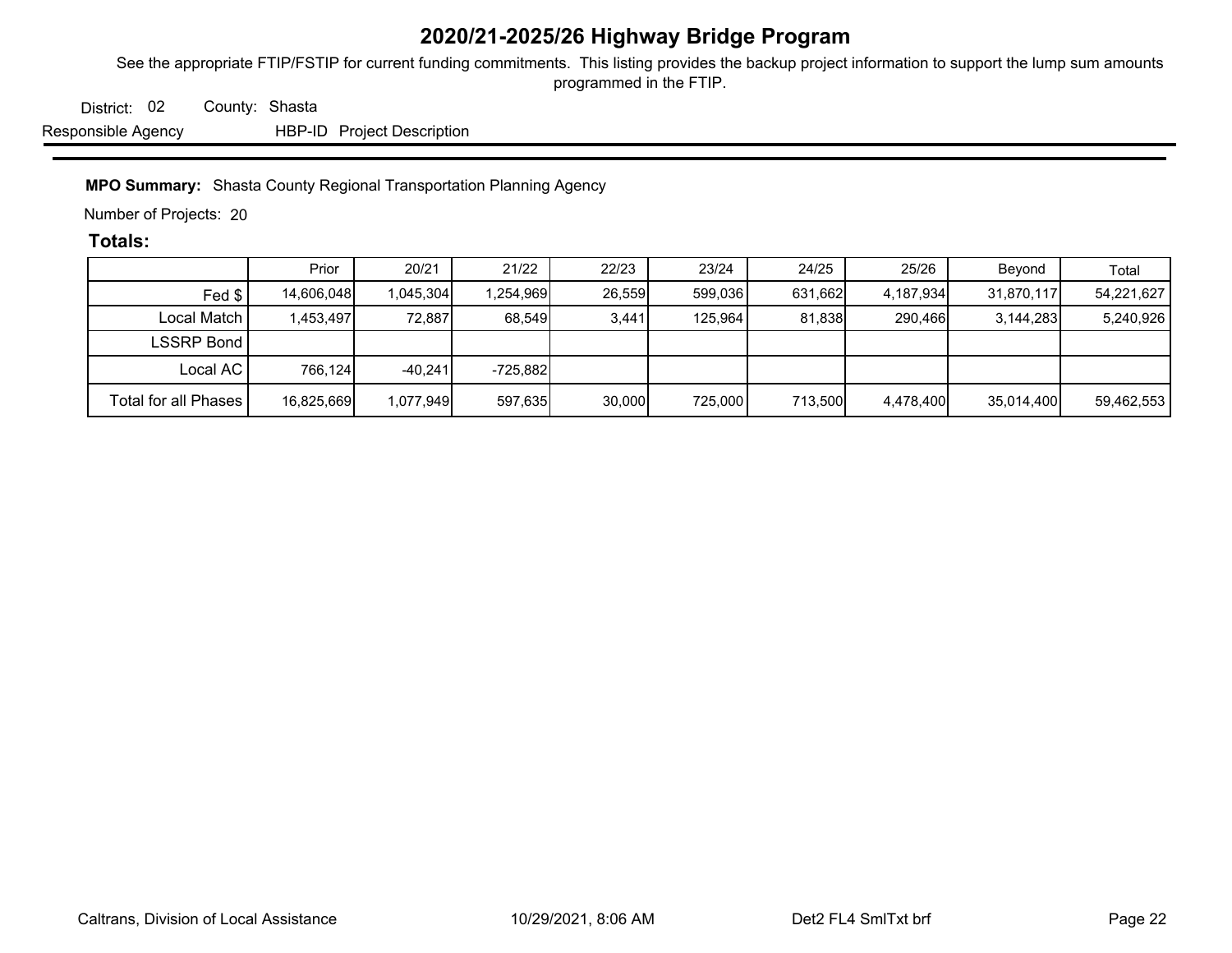# 2020/21-2025/26 Highway Bridge Program

See the appropriate FTIP/FSTIP for current funding commitments. This listing provides the backup project information to support the lump sum amounts programmed in the FTIP.

District: 02 County: Shasta

Responsible Agency HBP-ID Project Description

**MPO Summary:** Shasta County Regional Transportation Planning Agency

Number of Projects: 20

**Totals:**

| | Prior | 20/21 | 21/22 | 22/23 | 23/24 | 24/25 | 25/26 | Beyond | Total |
|---|---|---|---|---|---|---|---|---|---|
| Fed $ | 14,606,048 | 1,045,304 | 1,254,969 | 26,559 | 599,036 | 631,662 | 4,187,934 | 31,870,117 | 54,221,627 |
| Local Match | 1,453,497 | 72,887 | 68,549 | 3,441 | 125,964 | 81,838 | 290,466 | 3,144,283 | 5,240,926 |
| LSSRP Bond | | | | | | | | | |
| Local AC | 766,124 | -40,241 | -725,882 | | | | | | |
| Total for all Phases | 16,825,669 | 1,077,949 | 597,635 | 30,000 | 725,000 | 713,500 | 4,478,400 | 35,014,400 | 59,462,553 |

Caltrans, Division of Local Assistance 10/29/2021, 8:06 AM Det2 FL4 SmlTxt brf